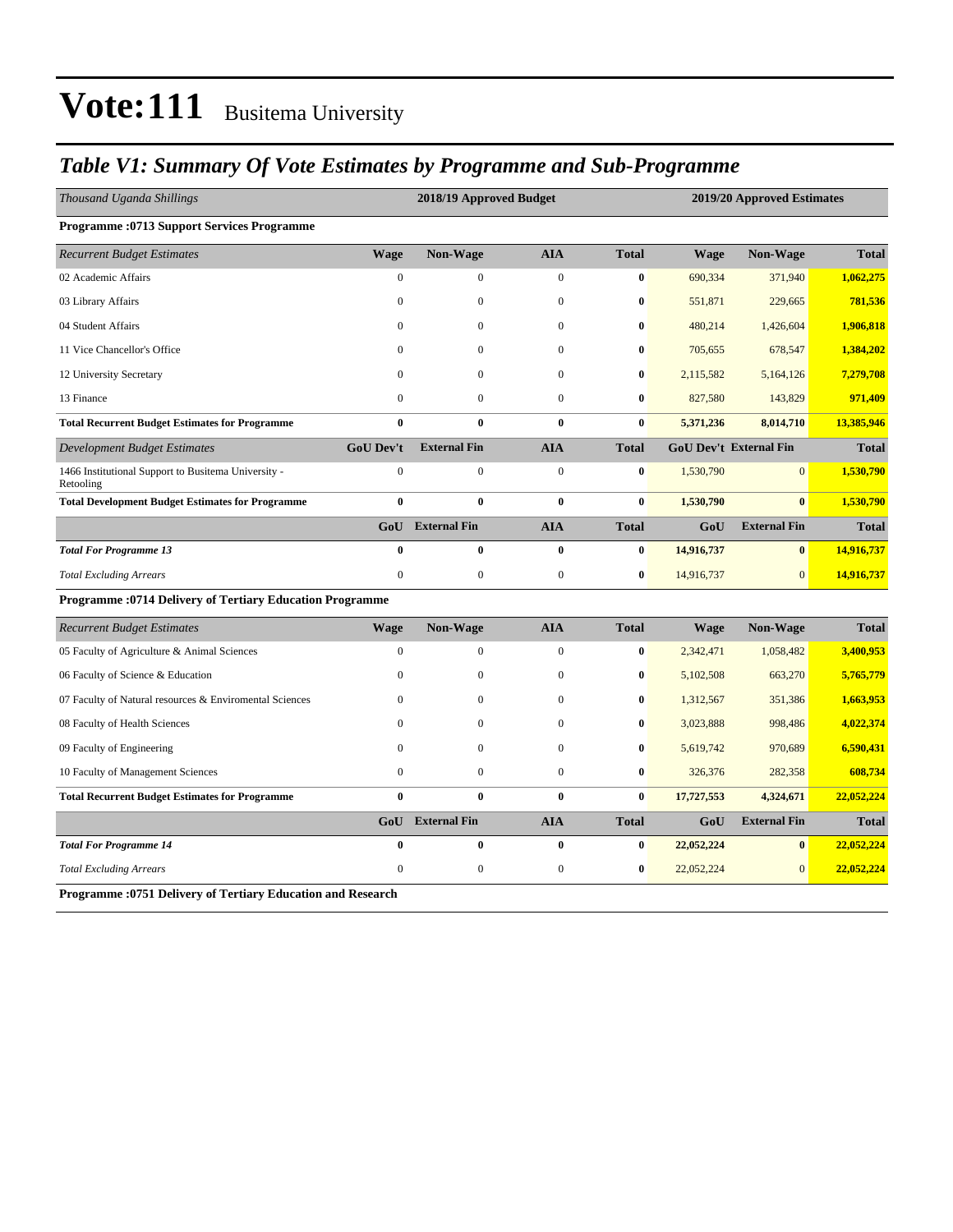# Vote:111 Busitema University

## *Table V1: Summary Of Vote Estimates by Programme and Sub-Programme*

| *Thousand Uganda Shillings* | 2018/19 Approved Budget | | | | 2019/20 Approved Estimates | | |
|---|---|---|---|---|---|---|---|
| **Programme :0713 Support Services Programme** | | | | | | | |
| *Recurrent Budget Estimates* | **Wage** | **Non-Wage** | **AIA** | **Total** | **Wage** | **Non-Wage** | **Total** |
| 02 Academic Affairs | 0 | 0 | 0 | **0** | 690,334 | 371,940 | **1,062,275** |
| 03 Library Affairs | 0 | 0 | 0 | **0** | 551,871 | 229,665 | **781,536** |
| 04 Student Affairs | 0 | 0 | 0 | **0** | 480,214 | 1,426,604 | **1,906,818** |
| 11 Vice Chancellor's Office | 0 | 0 | 0 | **0** | 705,655 | 678,547 | **1,384,202** |
| 12 University Secretary | 0 | 0 | 0 | **0** | 2,115,582 | 5,164,126 | **7,279,708** |
| 13 Finance | 0 | 0 | 0 | **0** | 827,580 | 143,829 | **971,409** |
| **Total Recurrent Budget Estimates for Programme** | **0** | **0** | **0** | **0** | **5,371,236** | **8,014,710** | **13,385,946** |
| *Development Budget Estimates* | **GoU Dev't** | **External Fin** | **AIA** | **Total** | **GoU Dev't** | **External Fin** | **Total** |
| 1466 Institutional Support to Busitema University - Retooling | 0 | 0 | 0 | **0** | 1,530,790 | 0 | **1,530,790** |
| **Total Development Budget Estimates for Programme** | **0** | **0** | **0** | **0** | **1,530,790** | **0** | **1,530,790** |
| | **GoU** | **External Fin** | **AIA** | **Total** | **GoU** | **External Fin** | **Total** |
| ***Total For Programme 13*** | **0** | **0** | **0** | **0** | **14,916,737** | **0** | **14,916,737** |
| *Total Excluding Arrears* | 0 | 0 | 0 | **0** | 14,916,737 | 0 | **14,916,737** |
| **Programme :0714 Delivery of Tertiary Education Programme** | | | | | | | |
| *Recurrent Budget Estimates* | **Wage** | **Non-Wage** | **AIA** | **Total** | **Wage** | **Non-Wage** | **Total** |
| 05 Faculty of Agriculture & Animal Sciences | 0 | 0 | 0 | **0** | 2,342,471 | 1,058,482 | **3,400,953** |
| 06 Faculty of Science & Education | 0 | 0 | 0 | **0** | 5,102,508 | 663,270 | **5,765,779** |
| 07 Faculty of Natural resources & Enviromental Sciences | 0 | 0 | 0 | **0** | 1,312,567 | 351,386 | **1,663,953** |
| 08 Faculty of Health Sciences | 0 | 0 | 0 | **0** | 3,023,888 | 998,486 | **4,022,374** |
| 09 Faculty of Engineering | 0 | 0 | 0 | **0** | 5,619,742 | 970,689 | **6,590,431** |
| 10 Faculty of Management Sciences | 0 | 0 | 0 | **0** | 326,376 | 282,358 | **608,734** |
| **Total Recurrent Budget Estimates for Programme** | **0** | **0** | **0** | **0** | **17,727,553** | **4,324,671** | **22,052,224** |
| | **GoU** | **External Fin** | **AIA** | **Total** | **GoU** | **External Fin** | **Total** |
| ***Total For Programme 14*** | **0** | **0** | **0** | **0** | **22,052,224** | **0** | **22,052,224** |
| *Total Excluding Arrears* | 0 | 0 | 0 | **0** | 22,052,224 | 0 | **22,052,224** |
| **Programme :0751 Delivery of Tertiary Education and Research** | | | | | | | |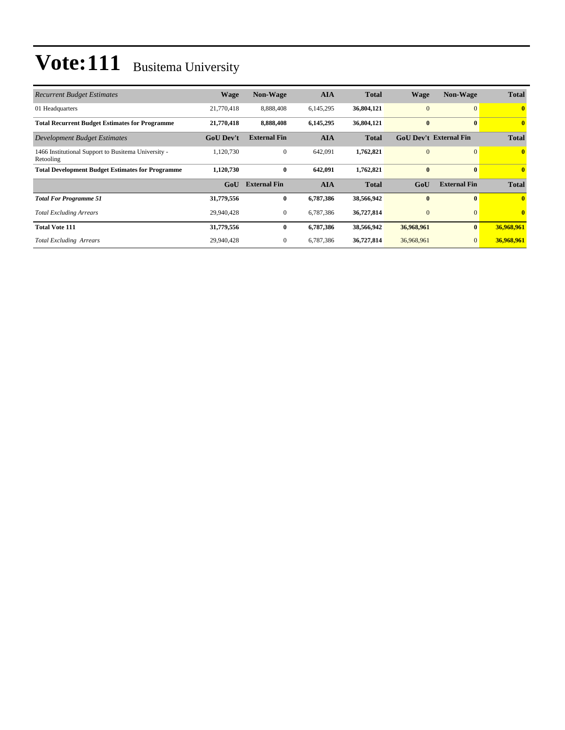# Vote:111 Busitema University

| *Recurrent Budget Estimates* | Wage | Non-Wage | AIA | Total | Wage | Non-Wage | Total |
|---|---|---|---|---|---|---|---|
| 01 Headquarters | 21,770,418 | 8,888,408 | 6,145,295 | **36,804,121** | 0 | 0 | **0** |
| **Total Recurrent Budget Estimates for Programme** | **21,770,418** | **8,888,408** | **6,145,295** | **36,804,121** | **0** | **0** | **0** |
| *Development Budget Estimates* | **GoU Dev't** | **External Fin** | **AIA** | **Total** | **GoU Dev't** | **External Fin** | **Total** |
| 1466 Institutional Support to Busitema University - Retooling | 1,120,730 | 0 | 642,091 | **1,762,821** | 0 | 0 | **0** |
| **Total Development Budget Estimates for Programme** | **1,120,730** | **0** | **642,091** | **1,762,821** | **0** | **0** | **0** |
| | **GoU** | **External Fin** | **AIA** | **Total** | **GoU** | **External Fin** | **Total** |
| ***Total For Programme 51*** | **31,779,556** | **0** | **6,787,386** | **38,566,942** | **0** | **0** | **0** |
| *Total Excluding Arrears* | 29,940,428 | 0 | 6,787,386 | **36,727,814** | 0 | 0 | **0** |
| **Total Vote 111** | **31,779,556** | **0** | **6,787,386** | **38,566,942** | **36,968,961** | **0** | **36,968,961** |
| *Total Excluding Arrears* | 29,940,428 | 0 | 6,787,386 | **36,727,814** | 36,968,961 | 0 | **36,968,961** |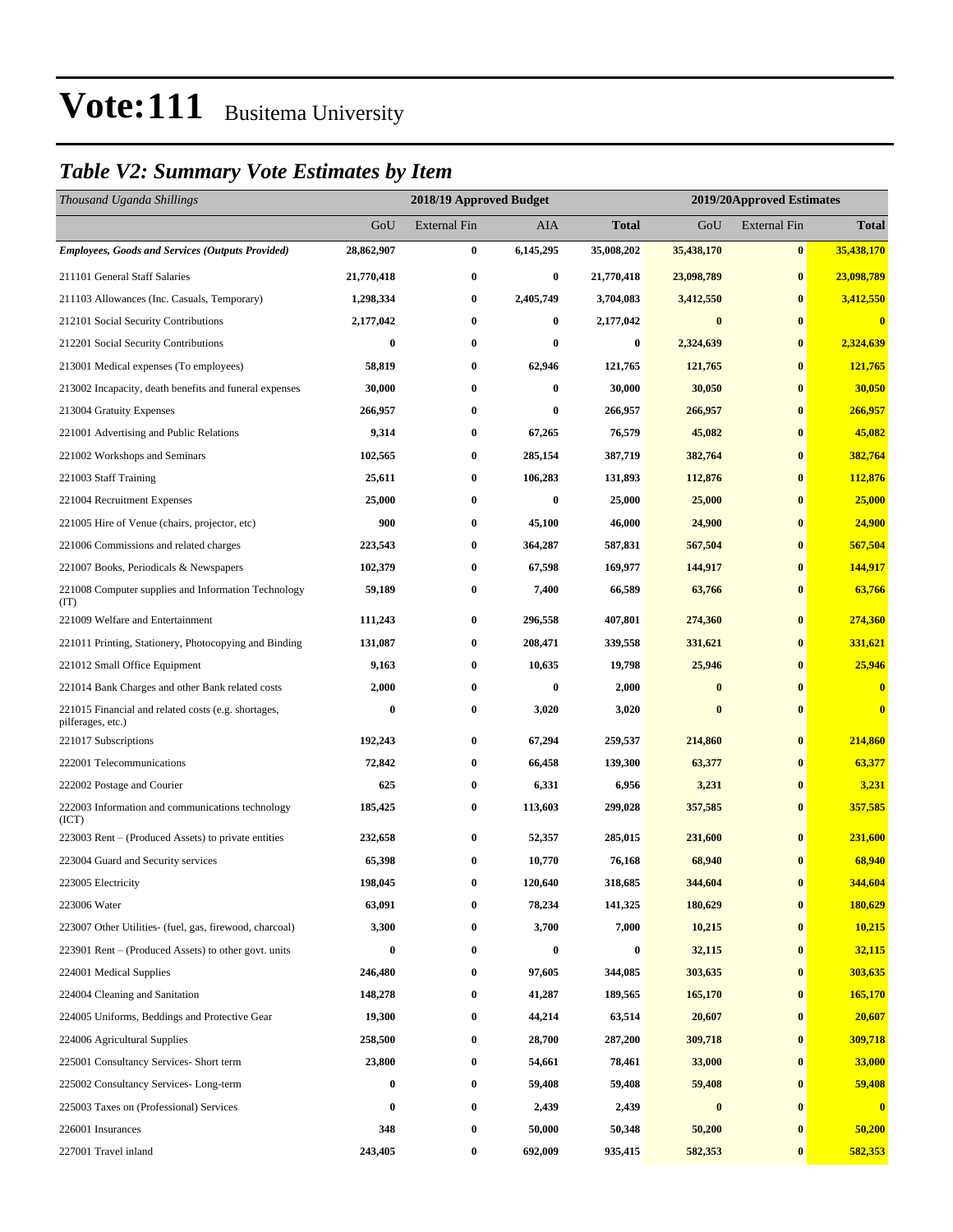# Vote:111 Busitema University

## *Table V2: Summary Vote Estimates by Item*

| *Thousand Uganda Shillings* | 2018/19 Approved Budget | | | | 2019/20Approved Estimates | | |
|---|---|---|---|---|---|---|---|
| | GoU | External Fin | AIA | **Total** | GoU | External Fin | **Total** |
| ***Employees, Goods and Services (Outputs Provided)*** | **28,862,907** | **0** | **6,145,295** | **35,008,202** | **35,438,170** | **0** | **35,438,170** |
| 211101 General Staff Salaries | **21,770,418** | **0** | **0** | **21,770,418** | **23,098,789** | **0** | **23,098,789** |
| 211103 Allowances (Inc. Casuals, Temporary) | **1,298,334** | **0** | **2,405,749** | **3,704,083** | **3,412,550** | **0** | **3,412,550** |
| 212101 Social Security Contributions | **2,177,042** | **0** | **0** | **2,177,042** | **0** | **0** | **0** |
| 212201 Social Security Contributions | **0** | **0** | **0** | **0** | **2,324,639** | **0** | **2,324,639** |
| 213001 Medical expenses (To employees) | **58,819** | **0** | **62,946** | **121,765** | **121,765** | **0** | **121,765** |
| 213002 Incapacity, death benefits and funeral expenses | **30,000** | **0** | **0** | **30,000** | **30,050** | **0** | **30,050** |
| 213004 Gratuity Expenses | **266,957** | **0** | **0** | **266,957** | **266,957** | **0** | **266,957** |
| 221001 Advertising and Public Relations | **9,314** | **0** | **67,265** | **76,579** | **45,082** | **0** | **45,082** |
| 221002 Workshops and Seminars | **102,565** | **0** | **285,154** | **387,719** | **382,764** | **0** | **382,764** |
| 221003 Staff Training | **25,611** | **0** | **106,283** | **131,893** | **112,876** | **0** | **112,876** |
| 221004 Recruitment Expenses | **25,000** | **0** | **0** | **25,000** | **25,000** | **0** | **25,000** |
| 221005 Hire of Venue (chairs, projector, etc) | **900** | **0** | **45,100** | **46,000** | **24,900** | **0** | **24,900** |
| 221006 Commissions and related charges | **223,543** | **0** | **364,287** | **587,831** | **567,504** | **0** | **567,504** |
| 221007 Books, Periodicals & Newspapers | **102,379** | **0** | **67,598** | **169,977** | **144,917** | **0** | **144,917** |
| 221008 Computer supplies and Information Technology (IT) | **59,189** | **0** | **7,400** | **66,589** | **63,766** | **0** | **63,766** |
| 221009 Welfare and Entertainment | **111,243** | **0** | **296,558** | **407,801** | **274,360** | **0** | **274,360** |
| 221011 Printing, Stationery, Photocopying and Binding | **131,087** | **0** | **208,471** | **339,558** | **331,621** | **0** | **331,621** |
| 221012 Small Office Equipment | **9,163** | **0** | **10,635** | **19,798** | **25,946** | **0** | **25,946** |
| 221014 Bank Charges and other Bank related costs | **2,000** | **0** | **0** | **2,000** | **0** | **0** | **0** |
| 221015 Financial and related costs (e.g. shortages, pilferages, etc.) | **0** | **0** | **3,020** | **3,020** | **0** | **0** | **0** |
| 221017 Subscriptions | **192,243** | **0** | **67,294** | **259,537** | **214,860** | **0** | **214,860** |
| 222001 Telecommunications | **72,842** | **0** | **66,458** | **139,300** | **63,377** | **0** | **63,377** |
| 222002 Postage and Courier | **625** | **0** | **6,331** | **6,956** | **3,231** | **0** | **3,231** |
| 222003 Information and communications technology (ICT) | **185,425** | **0** | **113,603** | **299,028** | **357,585** | **0** | **357,585** |
| 223003 Rent – (Produced Assets) to private entities | **232,658** | **0** | **52,357** | **285,015** | **231,600** | **0** | **231,600** |
| 223004 Guard and Security services | **65,398** | **0** | **10,770** | **76,168** | **68,940** | **0** | **68,940** |
| 223005 Electricity | **198,045** | **0** | **120,640** | **318,685** | **344,604** | **0** | **344,604** |
| 223006 Water | **63,091** | **0** | **78,234** | **141,325** | **180,629** | **0** | **180,629** |
| 223007 Other Utilities- (fuel, gas, firewood, charcoal) | **3,300** | **0** | **3,700** | **7,000** | **10,215** | **0** | **10,215** |
| 223901 Rent – (Produced Assets) to other govt. units | **0** | **0** | **0** | **0** | **32,115** | **0** | **32,115** |
| 224001 Medical Supplies | **246,480** | **0** | **97,605** | **344,085** | **303,635** | **0** | **303,635** |
| 224004 Cleaning and Sanitation | **148,278** | **0** | **41,287** | **189,565** | **165,170** | **0** | **165,170** |
| 224005 Uniforms, Beddings and Protective Gear | **19,300** | **0** | **44,214** | **63,514** | **20,607** | **0** | **20,607** |
| 224006 Agricultural Supplies | **258,500** | **0** | **28,700** | **287,200** | **309,718** | **0** | **309,718** |
| 225001 Consultancy Services- Short term | **23,800** | **0** | **54,661** | **78,461** | **33,000** | **0** | **33,000** |
| 225002 Consultancy Services- Long-term | **0** | **0** | **59,408** | **59,408** | **59,408** | **0** | **59,408** |
| 225003 Taxes on (Professional) Services | **0** | **0** | **2,439** | **2,439** | **0** | **0** | **0** |
| 226001 Insurances | **348** | **0** | **50,000** | **50,348** | **50,200** | **0** | **50,200** |
| 227001 Travel inland | **243,405** | **0** | **692,009** | **935,415** | **582,353** | **0** | **582,353** |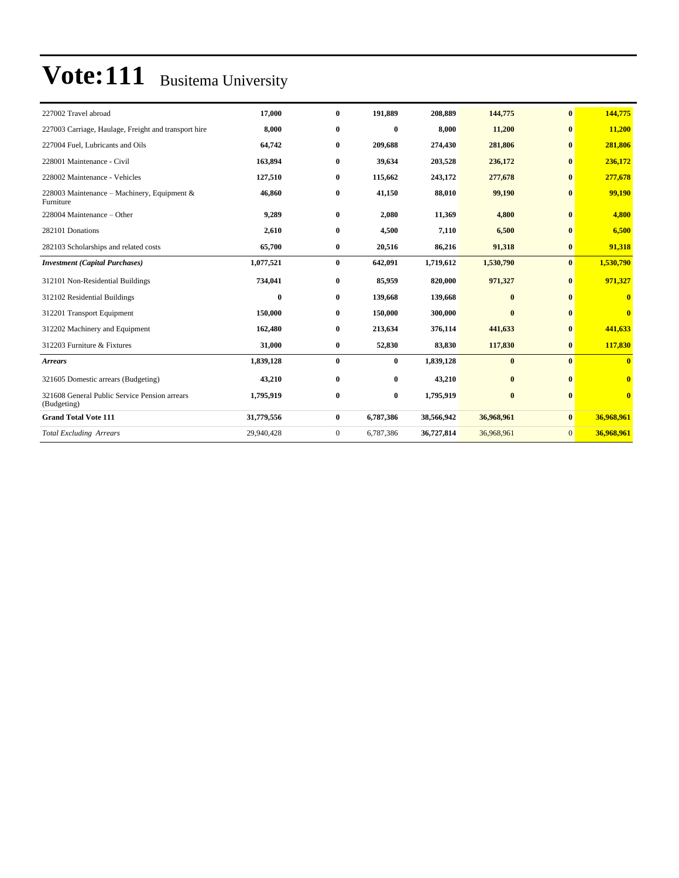# Vote:111 Busitema University

| | | | | | | | |
|---|---|---|---|---|---|---|---|
| 227002 Travel abroad | 17,000 | 0 | 191,889 | 208,889 | 144,775 | 0 | 144,775 |
| 227003 Carriage, Haulage, Freight and transport hire | 8,000 | 0 | 0 | 8,000 | 11,200 | 0 | 11,200 |
| 227004 Fuel, Lubricants and Oils | 64,742 | 0 | 209,688 | 274,430 | 281,806 | 0 | 281,806 |
| 228001 Maintenance - Civil | 163,894 | 0 | 39,634 | 203,528 | 236,172 | 0 | 236,172 |
| 228002 Maintenance - Vehicles | 127,510 | 0 | 115,662 | 243,172 | 277,678 | 0 | 277,678 |
| 228003 Maintenance – Machinery, Equipment & Furniture | 46,860 | 0 | 41,150 | 88,010 | 99,190 | 0 | 99,190 |
| 228004 Maintenance – Other | 9,289 | 0 | 2,080 | 11,369 | 4,800 | 0 | 4,800 |
| 282101 Donations | 2,610 | 0 | 4,500 | 7,110 | 6,500 | 0 | 6,500 |
| 282103 Scholarships and related costs | 65,700 | 0 | 20,516 | 86,216 | 91,318 | 0 | 91,318 |
| ***Investment (Capital Purchases)*** | **1,077,521** | **0** | **642,091** | **1,719,612** | **1,530,790** | **0** | **1,530,790** |
| 312101 Non-Residential Buildings | 734,041 | 0 | 85,959 | 820,000 | 971,327 | 0 | 971,327 |
| 312102 Residential Buildings | 0 | 0 | 139,668 | 139,668 | 0 | 0 | 0 |
| 312201 Transport Equipment | 150,000 | 0 | 150,000 | 300,000 | 0 | 0 | 0 |
| 312202 Machinery and Equipment | 162,480 | 0 | 213,634 | 376,114 | 441,633 | 0 | 441,633 |
| 312203 Furniture & Fixtures | 31,000 | 0 | 52,830 | 83,830 | 117,830 | 0 | 117,830 |
| ***Arrears*** | **1,839,128** | **0** | **0** | **1,839,128** | **0** | **0** | **0** |
| 321605 Domestic arrears (Budgeting) | 43,210 | 0 | 0 | 43,210 | 0 | 0 | 0 |
| 321608 General Public Service Pension arrears (Budgeting) | 1,795,919 | 0 | 0 | 1,795,919 | 0 | 0 | 0 |
| **Grand Total Vote 111** | **31,779,556** | **0** | **6,787,386** | **38,566,942** | **36,968,961** | **0** | **36,968,961** |
| *Total Excluding Arrears* | 29,940,428 | 0 | 6,787,386 | 36,727,814 | 36,968,961 | 0 | 36,968,961 |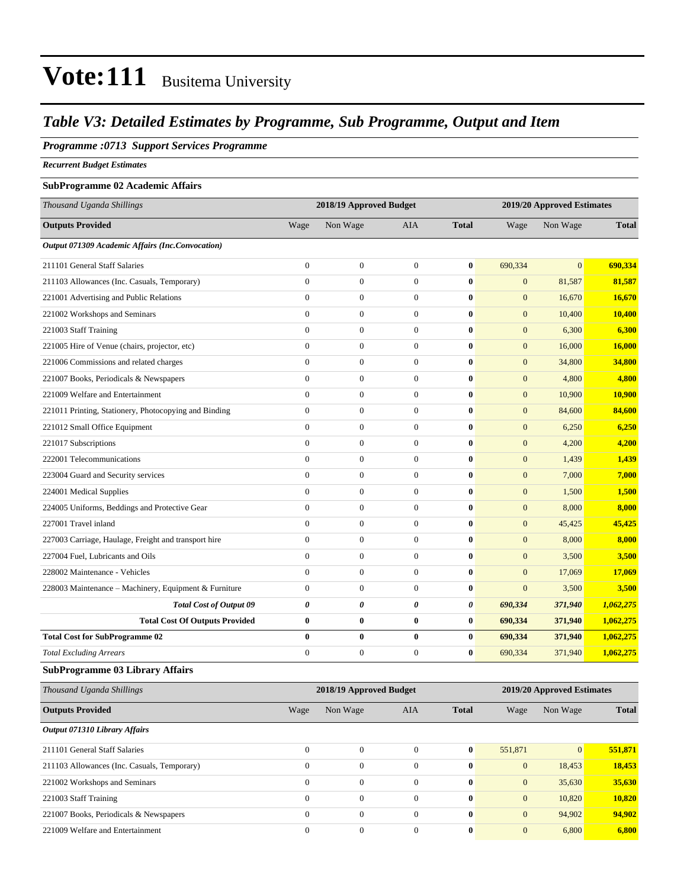# Vote:111 Busitema University

## *Table V3: Detailed Estimates by Programme, Sub Programme, Output and Item*

### *Programme :0713 Support Services Programme*

***Recurrent Budget Estimates***

**SubProgramme 02 Academic Affairs**

| *Thousand Uganda Shillings* | 2018/19 Approved Budget | | | | 2019/20 Approved Estimates | | |
|---|---|---|---|---|---|---|---|
| **Outputs Provided** | Wage | Non Wage | AIA | **Total** | Wage | Non Wage | **Total** |
| ***Output 071309 Academic Affairs (Inc.Convocation)*** | | | | | | | |
| 211101 General Staff Salaries | 0 | 0 | 0 | **0** | 690,334 | 0 | **690,334** |
| 211103 Allowances (Inc. Casuals, Temporary) | 0 | 0 | 0 | **0** | 0 | 81,587 | **81,587** |
| 221001 Advertising and Public Relations | 0 | 0 | 0 | **0** | 0 | 16,670 | **16,670** |
| 221002 Workshops and Seminars | 0 | 0 | 0 | **0** | 0 | 10,400 | **10,400** |
| 221003 Staff Training | 0 | 0 | 0 | **0** | 0 | 6,300 | **6,300** |
| 221005 Hire of Venue (chairs, projector, etc) | 0 | 0 | 0 | **0** | 0 | 16,000 | **16,000** |
| 221006 Commissions and related charges | 0 | 0 | 0 | **0** | 0 | 34,800 | **34,800** |
| 221007 Books, Periodicals & Newspapers | 0 | 0 | 0 | **0** | 0 | 4,800 | **4,800** |
| 221009 Welfare and Entertainment | 0 | 0 | 0 | **0** | 0 | 10,900 | **10,900** |
| 221011 Printing, Stationery, Photocopying and Binding | 0 | 0 | 0 | **0** | 0 | 84,600 | **84,600** |
| 221012 Small Office Equipment | 0 | 0 | 0 | **0** | 0 | 6,250 | **6,250** |
| 221017 Subscriptions | 0 | 0 | 0 | **0** | 0 | 4,200 | **4,200** |
| 222001 Telecommunications | 0 | 0 | 0 | **0** | 0 | 1,439 | **1,439** |
| 223004 Guard and Security services | 0 | 0 | 0 | **0** | 0 | 7,000 | **7,000** |
| 224001 Medical Supplies | 0 | 0 | 0 | **0** | 0 | 1,500 | **1,500** |
| 224005 Uniforms, Beddings and Protective Gear | 0 | 0 | 0 | **0** | 0 | 8,000 | **8,000** |
| 227001 Travel inland | 0 | 0 | 0 | **0** | 0 | 45,425 | **45,425** |
| 227003 Carriage, Haulage, Freight and transport hire | 0 | 0 | 0 | **0** | 0 | 8,000 | **8,000** |
| 227004 Fuel, Lubricants and Oils | 0 | 0 | 0 | **0** | 0 | 3,500 | **3,500** |
| 228002 Maintenance - Vehicles | 0 | 0 | 0 | **0** | 0 | 17,069 | **17,069** |
| 228003 Maintenance – Machinery, Equipment & Furniture | 0 | 0 | 0 | **0** | 0 | 3,500 | **3,500** |
| ***Total Cost of Output 09*** | ***0*** | ***0*** | ***0*** | ***0*** | ***690,334*** | ***371,940*** | ***1,062,275*** |
| **Total Cost Of Outputs Provided** | **0** | **0** | **0** | **0** | **690,334** | **371,940** | **1,062,275** |
| **Total Cost for SubProgramme 02** | **0** | **0** | **0** | **0** | **690,334** | **371,940** | **1,062,275** |
| *Total Excluding Arrears* | 0 | 0 | 0 | **0** | 690,334 | 371,940 | **1,062,275** |

**SubProgramme 03 Library Affairs**

| *Thousand Uganda Shillings* | 2018/19 Approved Budget | | | | 2019/20 Approved Estimates | | |
|---|---|---|---|---|---|---|---|
| **Outputs Provided** | Wage | Non Wage | AIA | **Total** | Wage | Non Wage | **Total** |
| ***Output 071310 Library Affairs*** | | | | | | | |
| 211101 General Staff Salaries | 0 | 0 | 0 | **0** | 551,871 | 0 | **551,871** |
| 211103 Allowances (Inc. Casuals, Temporary) | 0 | 0 | 0 | **0** | 0 | 18,453 | **18,453** |
| 221002 Workshops and Seminars | 0 | 0 | 0 | **0** | 0 | 35,630 | **35,630** |
| 221003 Staff Training | 0 | 0 | 0 | **0** | 0 | 10,820 | **10,820** |
| 221007 Books, Periodicals & Newspapers | 0 | 0 | 0 | **0** | 0 | 94,902 | **94,902** |
| 221009 Welfare and Entertainment | 0 | 0 | 0 | **0** | 0 | 6,800 | **6,800** |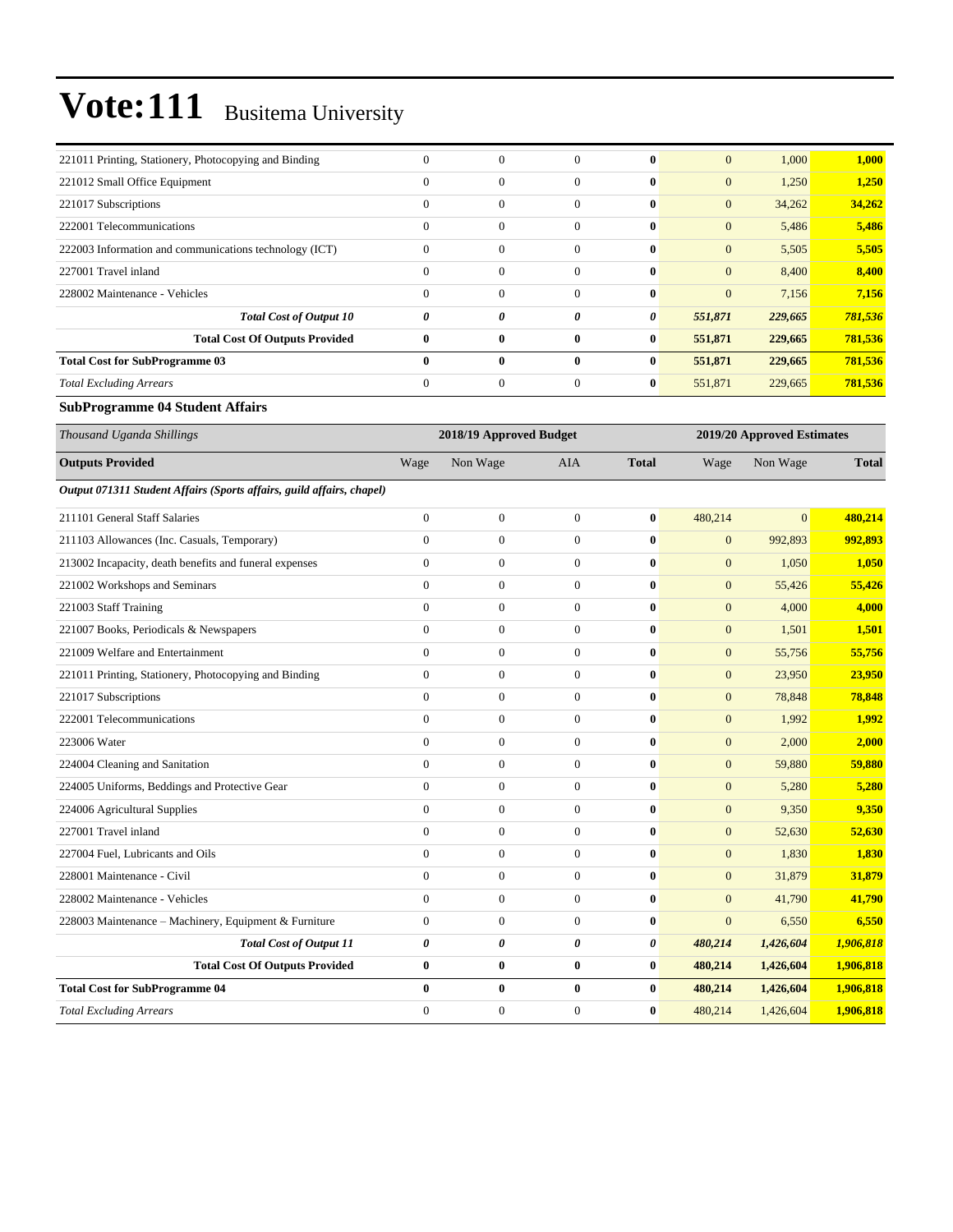| | | | | | | | |
|---|---|---|---|---|---|---|---|
| 221011 Printing, Stationery, Photocopying and Binding | 0 | 0 | 0 | **0** | 0 | 1,000 | **1,000** |
| 221012 Small Office Equipment | 0 | 0 | 0 | **0** | 0 | 1,250 | **1,250** |
| 221017 Subscriptions | 0 | 0 | 0 | **0** | 0 | 34,262 | **34,262** |
| 222001 Telecommunications | 0 | 0 | 0 | **0** | 0 | 5,486 | **5,486** |
| 222003 Information and communications technology (ICT) | 0 | 0 | 0 | **0** | 0 | 5,505 | **5,505** |
| 227001 Travel inland | 0 | 0 | 0 | **0** | 0 | 8,400 | **8,400** |
| 228002 Maintenance - Vehicles | 0 | 0 | 0 | **0** | 0 | 7,156 | **7,156** |
| ***Total Cost of Output 10*** | ***0*** | ***0*** | ***0*** | ***0*** | ***551,871*** | ***229,665*** | ***781,536*** |
| **Total Cost Of Outputs Provided** | **0** | **0** | **0** | **0** | **551,871** | **229,665** | **781,536** |
| **Total Cost for SubProgramme 03** | **0** | **0** | **0** | **0** | **551,871** | **229,665** | **781,536** |
| *Total Excluding Arrears* | 0 | 0 | 0 | **0** | 551,871 | 229,665 | **781,536** |

### SubProgramme 04 Student Affairs

| *Thousand Uganda Shillings* | 2018/19 Approved Budget | | | | 2019/20 Approved Estimates | | |
|---|---|---|---|---|---|---|---|
| **Outputs Provided** | Wage | Non Wage | AIA | **Total** | Wage | Non Wage | **Total** |
| ***Output 071311 Student Affairs (Sports affairs, guild affairs, chapel)*** | | | | | | | |
| 211101 General Staff Salaries | 0 | 0 | 0 | **0** | 480,214 | 0 | **480,214** |
| 211103 Allowances (Inc. Casuals, Temporary) | 0 | 0 | 0 | **0** | 0 | 992,893 | **992,893** |
| 213002 Incapacity, death benefits and funeral expenses | 0 | 0 | 0 | **0** | 0 | 1,050 | **1,050** |
| 221002 Workshops and Seminars | 0 | 0 | 0 | **0** | 0 | 55,426 | **55,426** |
| 221003 Staff Training | 0 | 0 | 0 | **0** | 0 | 4,000 | **4,000** |
| 221007 Books, Periodicals & Newspapers | 0 | 0 | 0 | **0** | 0 | 1,501 | **1,501** |
| 221009 Welfare and Entertainment | 0 | 0 | 0 | **0** | 0 | 55,756 | **55,756** |
| 221011 Printing, Stationery, Photocopying and Binding | 0 | 0 | 0 | **0** | 0 | 23,950 | **23,950** |
| 221017 Subscriptions | 0 | 0 | 0 | **0** | 0 | 78,848 | **78,848** |
| 222001 Telecommunications | 0 | 0 | 0 | **0** | 0 | 1,992 | **1,992** |
| 223006 Water | 0 | 0 | 0 | **0** | 0 | 2,000 | **2,000** |
| 224004 Cleaning and Sanitation | 0 | 0 | 0 | **0** | 0 | 59,880 | **59,880** |
| 224005 Uniforms, Beddings and Protective Gear | 0 | 0 | 0 | **0** | 0 | 5,280 | **5,280** |
| 224006 Agricultural Supplies | 0 | 0 | 0 | **0** | 0 | 9,350 | **9,350** |
| 227001 Travel inland | 0 | 0 | 0 | **0** | 0 | 52,630 | **52,630** |
| 227004 Fuel, Lubricants and Oils | 0 | 0 | 0 | **0** | 0 | 1,830 | **1,830** |
| 228001 Maintenance - Civil | 0 | 0 | 0 | **0** | 0 | 31,879 | **31,879** |
| 228002 Maintenance - Vehicles | 0 | 0 | 0 | **0** | 0 | 41,790 | **41,790** |
| 228003 Maintenance – Machinery, Equipment & Furniture | 0 | 0 | 0 | **0** | 0 | 6,550 | **6,550** |
| ***Total Cost of Output 11*** | ***0*** | ***0*** | ***0*** | ***0*** | ***480,214*** | ***1,426,604*** | ***1,906,818*** |
| **Total Cost Of Outputs Provided** | **0** | **0** | **0** | **0** | **480,214** | **1,426,604** | **1,906,818** |
| **Total Cost for SubProgramme 04** | **0** | **0** | **0** | **0** | **480,214** | **1,426,604** | **1,906,818** |
| *Total Excluding Arrears* | 0 | 0 | 0 | **0** | 480,214 | 1,426,604 | **1,906,818** |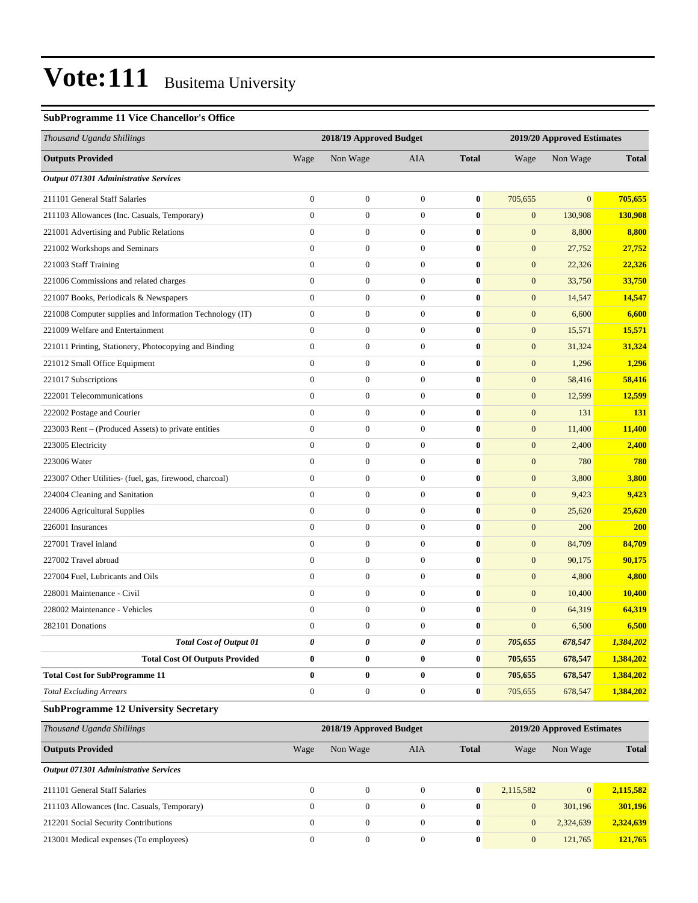# Vote:111 Busitema University

### SubProgramme 11 Vice Chancellor's Office

| *Thousand Uganda Shillings* | 2018/19 Approved Budget | | | | 2019/20 Approved Estimates | | |
|---|---|---|---|---|---|---|---|
| **Outputs Provided** | Wage | Non Wage | AIA | **Total** | Wage | Non Wage | **Total** |
| ***Output 071301 Administrative Services*** | | | | | | | |
| 211101 General Staff Salaries | 0 | 0 | 0 | **0** | 705,655 | 0 | **705,655** |
| 211103 Allowances (Inc. Casuals, Temporary) | 0 | 0 | 0 | **0** | 0 | 130,908 | **130,908** |
| 221001 Advertising and Public Relations | 0 | 0 | 0 | **0** | 0 | 8,800 | **8,800** |
| 221002 Workshops and Seminars | 0 | 0 | 0 | **0** | 0 | 27,752 | **27,752** |
| 221003 Staff Training | 0 | 0 | 0 | **0** | 0 | 22,326 | **22,326** |
| 221006 Commissions and related charges | 0 | 0 | 0 | **0** | 0 | 33,750 | **33,750** |
| 221007 Books, Periodicals & Newspapers | 0 | 0 | 0 | **0** | 0 | 14,547 | **14,547** |
| 221008 Computer supplies and Information Technology (IT) | 0 | 0 | 0 | **0** | 0 | 6,600 | **6,600** |
| 221009 Welfare and Entertainment | 0 | 0 | 0 | **0** | 0 | 15,571 | **15,571** |
| 221011 Printing, Stationery, Photocopying and Binding | 0 | 0 | 0 | **0** | 0 | 31,324 | **31,324** |
| 221012 Small Office Equipment | 0 | 0 | 0 | **0** | 0 | 1,296 | **1,296** |
| 221017 Subscriptions | 0 | 0 | 0 | **0** | 0 | 58,416 | **58,416** |
| 222001 Telecommunications | 0 | 0 | 0 | **0** | 0 | 12,599 | **12,599** |
| 222002 Postage and Courier | 0 | 0 | 0 | **0** | 0 | 131 | **131** |
| 223003 Rent – (Produced Assets) to private entities | 0 | 0 | 0 | **0** | 0 | 11,400 | **11,400** |
| 223005 Electricity | 0 | 0 | 0 | **0** | 0 | 2,400 | **2,400** |
| 223006 Water | 0 | 0 | 0 | **0** | 0 | 780 | **780** |
| 223007 Other Utilities- (fuel, gas, firewood, charcoal) | 0 | 0 | 0 | **0** | 0 | 3,800 | **3,800** |
| 224004 Cleaning and Sanitation | 0 | 0 | 0 | **0** | 0 | 9,423 | **9,423** |
| 224006 Agricultural Supplies | 0 | 0 | 0 | **0** | 0 | 25,620 | **25,620** |
| 226001 Insurances | 0 | 0 | 0 | **0** | 0 | 200 | **200** |
| 227001 Travel inland | 0 | 0 | 0 | **0** | 0 | 84,709 | **84,709** |
| 227002 Travel abroad | 0 | 0 | 0 | **0** | 0 | 90,175 | **90,175** |
| 227004 Fuel, Lubricants and Oils | 0 | 0 | 0 | **0** | 0 | 4,800 | **4,800** |
| 228001 Maintenance - Civil | 0 | 0 | 0 | **0** | 0 | 10,400 | **10,400** |
| 228002 Maintenance - Vehicles | 0 | 0 | 0 | **0** | 0 | 64,319 | **64,319** |
| 282101 Donations | 0 | 0 | 0 | **0** | 0 | 6,500 | **6,500** |
| ***Total Cost of Output 01*** | ***0*** | ***0*** | ***0*** | ***0*** | ***705,655*** | ***678,547*** | ***1,384,202*** |
| **Total Cost Of Outputs Provided** | **0** | **0** | **0** | **0** | **705,655** | **678,547** | **1,384,202** |
| **Total Cost for SubProgramme 11** | **0** | **0** | **0** | **0** | **705,655** | **678,547** | **1,384,202** |
| *Total Excluding Arrears* | 0 | 0 | 0 | **0** | 705,655 | 678,547 | **1,384,202** |

### SubProgramme 12 University Secretary

| *Thousand Uganda Shillings* | 2018/19 Approved Budget | | | | 2019/20 Approved Estimates | | |
|---|---|---|---|---|---|---|---|
| **Outputs Provided** | Wage | Non Wage | AIA | **Total** | Wage | Non Wage | **Total** |
| ***Output 071301 Administrative Services*** | | | | | | | |
| 211101 General Staff Salaries | 0 | 0 | 0 | **0** | 2,115,582 | 0 | **2,115,582** |
| 211103 Allowances (Inc. Casuals, Temporary) | 0 | 0 | 0 | **0** | 0 | 301,196 | **301,196** |
| 212201 Social Security Contributions | 0 | 0 | 0 | **0** | 0 | 2,324,639 | **2,324,639** |
| 213001 Medical expenses (To employees) | 0 | 0 | 0 | **0** | 0 | 121,765 | **121,765** |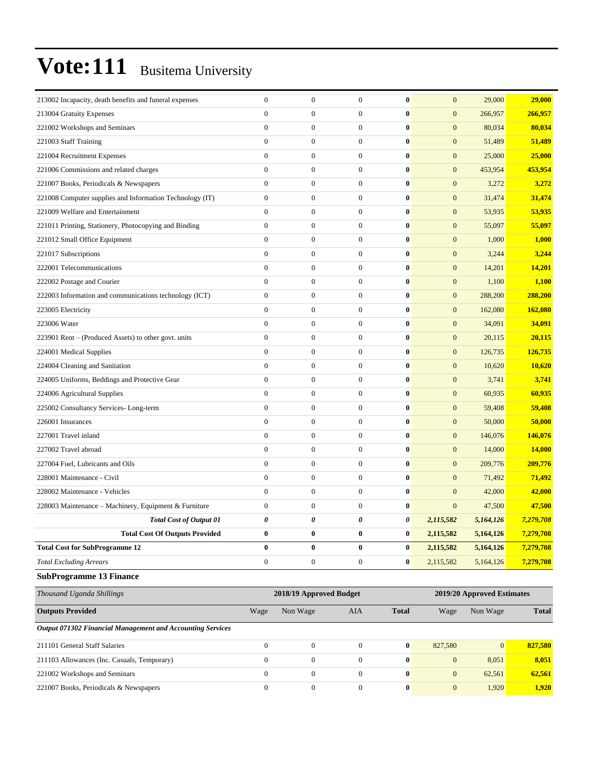| | | | | | | | |
|---|---|---|---|---|---|---|---|
| 213002 Incapacity, death benefits and funeral expenses | 0 | 0 | 0 | **0** | 0 | 29,000 | **29,000** |
| 213004 Gratuity Expenses | 0 | 0 | 0 | **0** | 0 | 266,957 | **266,957** |
| 221002 Workshops and Seminars | 0 | 0 | 0 | **0** | 0 | 80,034 | **80,034** |
| 221003 Staff Training | 0 | 0 | 0 | **0** | 0 | 51,489 | **51,489** |
| 221004 Recruitment Expenses | 0 | 0 | 0 | **0** | 0 | 25,000 | **25,000** |
| 221006 Commissions and related charges | 0 | 0 | 0 | **0** | 0 | 453,954 | **453,954** |
| 221007 Books, Periodicals & Newspapers | 0 | 0 | 0 | **0** | 0 | 3,272 | **3,272** |
| 221008 Computer supplies and Information Technology (IT) | 0 | 0 | 0 | **0** | 0 | 31,474 | **31,474** |
| 221009 Welfare and Entertainment | 0 | 0 | 0 | **0** | 0 | 53,935 | **53,935** |
| 221011 Printing, Stationery, Photocopying and Binding | 0 | 0 | 0 | **0** | 0 | 55,097 | **55,097** |
| 221012 Small Office Equipment | 0 | 0 | 0 | **0** | 0 | 1,000 | **1,000** |
| 221017 Subscriptions | 0 | 0 | 0 | **0** | 0 | 3,244 | **3,244** |
| 222001 Telecommunications | 0 | 0 | 0 | **0** | 0 | 14,201 | **14,201** |
| 222002 Postage and Courier | 0 | 0 | 0 | **0** | 0 | 1,100 | **1,100** |
| 222003 Information and communications technology (ICT) | 0 | 0 | 0 | **0** | 0 | 288,200 | **288,200** |
| 223005 Electricity | 0 | 0 | 0 | **0** | 0 | 162,080 | **162,080** |
| 223006 Water | 0 | 0 | 0 | **0** | 0 | 34,091 | **34,091** |
| 223901 Rent – (Produced Assets) to other govt. units | 0 | 0 | 0 | **0** | 0 | 20,115 | **20,115** |
| 224001 Medical Supplies | 0 | 0 | 0 | **0** | 0 | 126,735 | **126,735** |
| 224004 Cleaning and Sanitation | 0 | 0 | 0 | **0** | 0 | 10,620 | **10,620** |
| 224005 Uniforms, Beddings and Protective Gear | 0 | 0 | 0 | **0** | 0 | 3,741 | **3,741** |
| 224006 Agricultural Supplies | 0 | 0 | 0 | **0** | 0 | 60,935 | **60,935** |
| 225002 Consultancy Services- Long-term | 0 | 0 | 0 | **0** | 0 | 59,408 | **59,408** |
| 226001 Insurances | 0 | 0 | 0 | **0** | 0 | 50,000 | **50,000** |
| 227001 Travel inland | 0 | 0 | 0 | **0** | 0 | 146,076 | **146,076** |
| 227002 Travel abroad | 0 | 0 | 0 | **0** | 0 | 14,000 | **14,000** |
| 227004 Fuel, Lubricants and Oils | 0 | 0 | 0 | **0** | 0 | 209,776 | **209,776** |
| 228001 Maintenance - Civil | 0 | 0 | 0 | **0** | 0 | 71,492 | **71,492** |
| 228002 Maintenance - Vehicles | 0 | 0 | 0 | **0** | 0 | 42,000 | **42,000** |
| 228003 Maintenance – Machinery, Equipment & Furniture | 0 | 0 | 0 | **0** | 0 | 47,500 | **47,500** |
| ***Total Cost of Output 01*** | ***0*** | ***0*** | ***0*** | ***0*** | ***2,115,582*** | ***5,164,126*** | ***7,279,708*** |
| **Total Cost Of Outputs Provided** | **0** | **0** | **0** | **0** | **2,115,582** | **5,164,126** | **7,279,708** |
| **Total Cost for SubProgramme 12** | **0** | **0** | **0** | **0** | **2,115,582** | **5,164,126** | **7,279,708** |
| *Total Excluding Arrears* | 0 | 0 | 0 | **0** | 2,115,582 | 5,164,126 | **7,279,708** |

**SubProgramme 13 Finance**

| *Thousand Uganda Shillings* | 2018/19 Approved Budget | | | | 2019/20 Approved Estimates | | |
|---|---|---|---|---|---|---|---|
| **Outputs Provided** | Wage | Non Wage | AIA | **Total** | Wage | Non Wage | **Total** |
| ***Output 071302 Financial Management and Accounting Services*** | | | | | | | |
| 211101 General Staff Salaries | 0 | 0 | 0 | **0** | 827,580 | 0 | **827,580** |
| 211103 Allowances (Inc. Casuals, Temporary) | 0 | 0 | 0 | **0** | 0 | 8,051 | **8,051** |
| 221002 Workshops and Seminars | 0 | 0 | 0 | **0** | 0 | 62,561 | **62,561** |
| 221007 Books, Periodicals & Newspapers | 0 | 0 | 0 | **0** | 0 | 1,920 | **1,920** |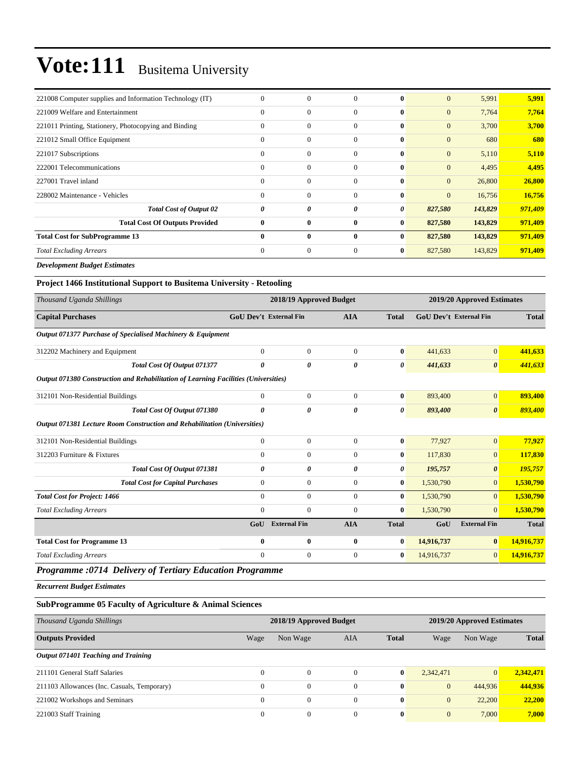# Vote:111 Busitema University

| | | | | | | | |
|---|---|---|---|---|---|---|---|
| 221008 Computer supplies and Information Technology (IT) | 0 | 0 | 0 | **0** | 0 | 5,991 | **5,991** |
| 221009 Welfare and Entertainment | 0 | 0 | 0 | **0** | 0 | 7,764 | **7,764** |
| 221011 Printing, Stationery, Photocopying and Binding | 0 | 0 | 0 | **0** | 0 | 3,700 | **3,700** |
| 221012 Small Office Equipment | 0 | 0 | 0 | **0** | 0 | 680 | **680** |
| 221017 Subscriptions | 0 | 0 | 0 | **0** | 0 | 5,110 | **5,110** |
| 222001 Telecommunications | 0 | 0 | 0 | **0** | 0 | 4,495 | **4,495** |
| 227001 Travel inland | 0 | 0 | 0 | **0** | 0 | 26,800 | **26,800** |
| 228002 Maintenance - Vehicles | 0 | 0 | 0 | **0** | 0 | 16,756 | **16,756** |
| ***Total Cost of Output 02*** | ***0*** | ***0*** | ***0*** | ***0*** | ***827,580*** | ***143,829*** | ***971,409*** |
| **Total Cost Of Outputs Provided** | **0** | **0** | **0** | **0** | **827,580** | **143,829** | **971,409** |
| **Total Cost for SubProgramme 13** | **0** | **0** | **0** | **0** | **827,580** | **143,829** | **971,409** |
| *Total Excluding Arrears* | 0 | 0 | 0 | **0** | 827,580 | 143,829 | **971,409** |

***Development Budget Estimates***

**Project 1466 Institutional Support to Busitema University - Retooling**

| *Thousand Uganda Shillings* | 2018/19 Approved Budget | | | | 2019/20 Approved Estimates | | |
|---|---|---|---|---|---|---|---|
| **Capital Purchases** | **GoU Dev't** | **External Fin** | **AIA** | **Total** | **GoU Dev't** | **External Fin** | **Total** |
| ***Output 071377 Purchase of Specialised Machinery & Equipment*** | | | | | | | |
| 312202 Machinery and Equipment | 0 | 0 | 0 | **0** | 441,633 | 0 | **441,633** |
| ***Total Cost Of Output 071377*** | ***0*** | ***0*** | ***0*** | ***0*** | ***441,633*** | ***0*** | ***441,633*** |
| ***Output 071380 Construction and Rehabilitation of Learning Facilities (Universities)*** | | | | | | | |
| 312101 Non-Residential Buildings | 0 | 0 | 0 | **0** | 893,400 | 0 | **893,400** |
| ***Total Cost Of Output 071380*** | ***0*** | ***0*** | ***0*** | ***0*** | ***893,400*** | ***0*** | ***893,400*** |
| ***Output 071381 Lecture Room Construction and Rehabilitation (Universities)*** | | | | | | | |
| 312101 Non-Residential Buildings | 0 | 0 | 0 | **0** | 77,927 | 0 | **77,927** |
| 312203 Furniture & Fixtures | 0 | 0 | 0 | **0** | 117,830 | 0 | **117,830** |
| ***Total Cost Of Output 071381*** | ***0*** | ***0*** | ***0*** | ***0*** | ***195,757*** | ***0*** | ***195,757*** |
| ***Total Cost for Capital Purchases*** | 0 | 0 | 0 | **0** | 1,530,790 | 0 | **1,530,790** |
| ***Total Cost for Project: 1466*** | 0 | 0 | 0 | **0** | 1,530,790 | 0 | **1,530,790** |
| *Total Excluding Arrears* | 0 | 0 | 0 | **0** | 1,530,790 | 0 | **1,530,790** |
| | **GoU** | **External Fin** | **AIA** | **Total** | **GoU** | **External Fin** | **Total** |
| **Total Cost for Programme 13** | **0** | **0** | **0** | **0** | **14,916,737** | **0** | **14,916,737** |
| *Total Excluding Arrears* | 0 | 0 | 0 | **0** | 14,916,737 | 0 | **14,916,737** |

## *Programme :0714 Delivery of Tertiary Education Programme*

***Recurrent Budget Estimates***

**SubProgramme 05 Faculty of Agriculture & Animal Sciences**

| *Thousand Uganda Shillings* | 2018/19 Approved Budget | | | | 2019/20 Approved Estimates | | |
|---|---|---|---|---|---|---|---|
| **Outputs Provided** | Wage | Non Wage | AIA | **Total** | Wage | Non Wage | **Total** |
| ***Output 071401 Teaching and Training*** | | | | | | | |
| 211101 General Staff Salaries | 0 | 0 | 0 | **0** | 2,342,471 | 0 | **2,342,471** |
| 211103 Allowances (Inc. Casuals, Temporary) | 0 | 0 | 0 | **0** | 0 | 444,936 | **444,936** |
| 221002 Workshops and Seminars | 0 | 0 | 0 | **0** | 0 | 22,200 | **22,200** |
| 221003 Staff Training | 0 | 0 | 0 | **0** | 0 | 7,000 | **7,000** |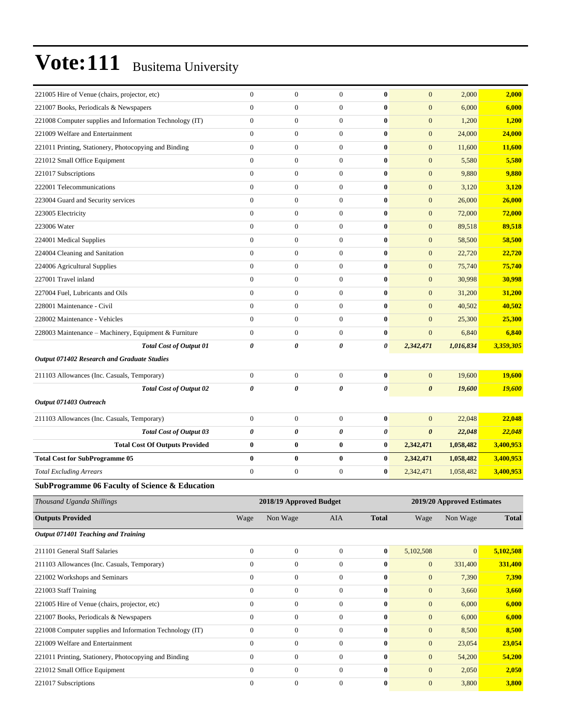# Vote:111 Busitema University

| | | | | | | | |
|---|---|---|---|---|---|---|---|
| 221005 Hire of Venue (chairs, projector, etc) | 0 | 0 | 0 | **0** | 0 | 2,000 | **2,000** |
| 221007 Books, Periodicals & Newspapers | 0 | 0 | 0 | **0** | 0 | 6,000 | **6,000** |
| 221008 Computer supplies and Information Technology (IT) | 0 | 0 | 0 | **0** | 0 | 1,200 | **1,200** |
| 221009 Welfare and Entertainment | 0 | 0 | 0 | **0** | 0 | 24,000 | **24,000** |
| 221011 Printing, Stationery, Photocopying and Binding | 0 | 0 | 0 | **0** | 0 | 11,600 | **11,600** |
| 221012 Small Office Equipment | 0 | 0 | 0 | **0** | 0 | 5,580 | **5,580** |
| 221017 Subscriptions | 0 | 0 | 0 | **0** | 0 | 9,880 | **9,880** |
| 222001 Telecommunications | 0 | 0 | 0 | **0** | 0 | 3,120 | **3,120** |
| 223004 Guard and Security services | 0 | 0 | 0 | **0** | 0 | 26,000 | **26,000** |
| 223005 Electricity | 0 | 0 | 0 | **0** | 0 | 72,000 | **72,000** |
| 223006 Water | 0 | 0 | 0 | **0** | 0 | 89,518 | **89,518** |
| 224001 Medical Supplies | 0 | 0 | 0 | **0** | 0 | 58,500 | **58,500** |
| 224004 Cleaning and Sanitation | 0 | 0 | 0 | **0** | 0 | 22,720 | **22,720** |
| 224006 Agricultural Supplies | 0 | 0 | 0 | **0** | 0 | 75,740 | **75,740** |
| 227001 Travel inland | 0 | 0 | 0 | **0** | 0 | 30,998 | **30,998** |
| 227004 Fuel, Lubricants and Oils | 0 | 0 | 0 | **0** | 0 | 31,200 | **31,200** |
| 228001 Maintenance - Civil | 0 | 0 | 0 | **0** | 0 | 40,502 | **40,502** |
| 228002 Maintenance - Vehicles | 0 | 0 | 0 | **0** | 0 | 25,300 | **25,300** |
| 228003 Maintenance – Machinery, Equipment & Furniture | 0 | 0 | 0 | **0** | 0 | 6,840 | **6,840** |
| ***Total Cost of Output 01*** | ***0*** | ***0*** | ***0*** | ***0*** | ***2,342,471*** | ***1,016,834*** | ***3,359,305*** |
| ***Output 071402 Research and Graduate Studies*** | | | | | | | |
| 211103 Allowances (Inc. Casuals, Temporary) | 0 | 0 | 0 | **0** | 0 | 19,600 | **19,600** |
| ***Total Cost of Output 02*** | ***0*** | ***0*** | ***0*** | ***0*** | ***0*** | ***19,600*** | ***19,600*** |
| ***Output 071403 Outreach*** | | | | | | | |
| 211103 Allowances (Inc. Casuals, Temporary) | 0 | 0 | 0 | **0** | 0 | 22,048 | **22,048** |
| ***Total Cost of Output 03*** | ***0*** | ***0*** | ***0*** | ***0*** | ***0*** | ***22,048*** | ***22,048*** |
| **Total Cost Of Outputs Provided** | **0** | **0** | **0** | **0** | **2,342,471** | **1,058,482** | **3,400,953** |
| **Total Cost for SubProgramme 05** | **0** | **0** | **0** | **0** | **2,342,471** | **1,058,482** | **3,400,953** |
| *Total Excluding Arrears* | 0 | 0 | 0 | **0** | 2,342,471 | 1,058,482 | **3,400,953** |

### SubProgramme 06 Faculty of Science & Education

| *Thousand Uganda Shillings* | 2018/19 Approved Budget | | | | 2019/20 Approved Estimates | | |
|---|---|---|---|---|---|---|---|
| **Outputs Provided** | Wage | Non Wage | AIA | **Total** | Wage | Non Wage | **Total** |
| ***Output 071401 Teaching and Training*** | | | | | | | |
| 211101 General Staff Salaries | 0 | 0 | 0 | **0** | 5,102,508 | 0 | **5,102,508** |
| 211103 Allowances (Inc. Casuals, Temporary) | 0 | 0 | 0 | **0** | 0 | 331,400 | **331,400** |
| 221002 Workshops and Seminars | 0 | 0 | 0 | **0** | 0 | 7,390 | **7,390** |
| 221003 Staff Training | 0 | 0 | 0 | **0** | 0 | 3,660 | **3,660** |
| 221005 Hire of Venue (chairs, projector, etc) | 0 | 0 | 0 | **0** | 0 | 6,000 | **6,000** |
| 221007 Books, Periodicals & Newspapers | 0 | 0 | 0 | **0** | 0 | 6,000 | **6,000** |
| 221008 Computer supplies and Information Technology (IT) | 0 | 0 | 0 | **0** | 0 | 8,500 | **8,500** |
| 221009 Welfare and Entertainment | 0 | 0 | 0 | **0** | 0 | 23,054 | **23,054** |
| 221011 Printing, Stationery, Photocopying and Binding | 0 | 0 | 0 | **0** | 0 | 54,200 | **54,200** |
| 221012 Small Office Equipment | 0 | 0 | 0 | **0** | 0 | 2,050 | **2,050** |
| 221017 Subscriptions | 0 | 0 | 0 | **0** | 0 | 3,800 | **3,800** |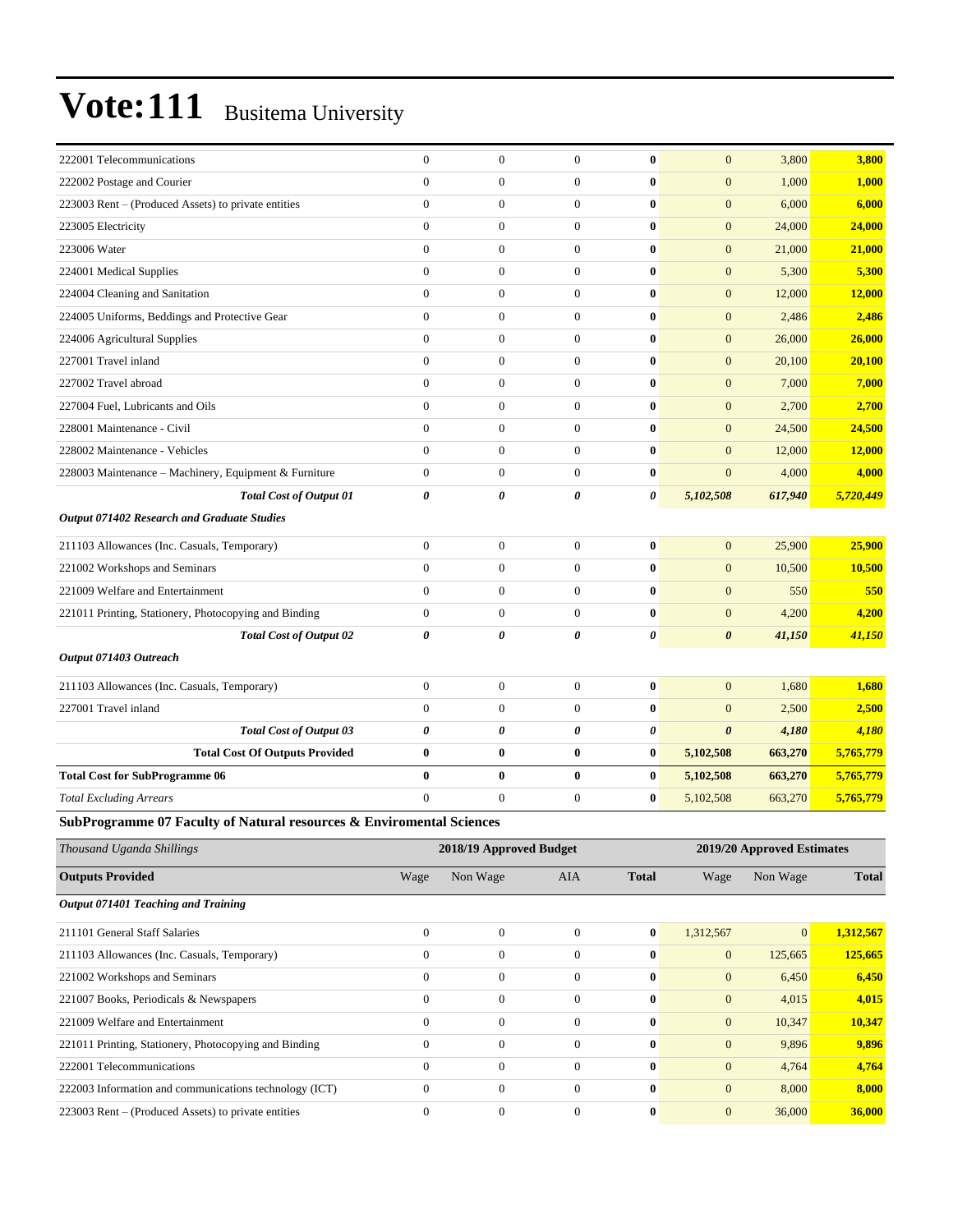| | | | | | | | |
|---|---|---|---|---|---|---|---|
| 222001 Telecommunications | 0 | 0 | 0 | **0** | 0 | 3,800 | **3,800** |
| 222002 Postage and Courier | 0 | 0 | 0 | **0** | 0 | 1,000 | **1,000** |
| 223003 Rent – (Produced Assets) to private entities | 0 | 0 | 0 | **0** | 0 | 6,000 | **6,000** |
| 223005 Electricity | 0 | 0 | 0 | **0** | 0 | 24,000 | **24,000** |
| 223006 Water | 0 | 0 | 0 | **0** | 0 | 21,000 | **21,000** |
| 224001 Medical Supplies | 0 | 0 | 0 | **0** | 0 | 5,300 | **5,300** |
| 224004 Cleaning and Sanitation | 0 | 0 | 0 | **0** | 0 | 12,000 | **12,000** |
| 224005 Uniforms, Beddings and Protective Gear | 0 | 0 | 0 | **0** | 0 | 2,486 | **2,486** |
| 224006 Agricultural Supplies | 0 | 0 | 0 | **0** | 0 | 26,000 | **26,000** |
| 227001 Travel inland | 0 | 0 | 0 | **0** | 0 | 20,100 | **20,100** |
| 227002 Travel abroad | 0 | 0 | 0 | **0** | 0 | 7,000 | **7,000** |
| 227004 Fuel, Lubricants and Oils | 0 | 0 | 0 | **0** | 0 | 2,700 | **2,700** |
| 228001 Maintenance - Civil | 0 | 0 | 0 | **0** | 0 | 24,500 | **24,500** |
| 228002 Maintenance - Vehicles | 0 | 0 | 0 | **0** | 0 | 12,000 | **12,000** |
| 228003 Maintenance – Machinery, Equipment & Furniture | 0 | 0 | 0 | **0** | 0 | 4,000 | **4,000** |
| ***Total Cost of Output 01*** | ***0*** | ***0*** | ***0*** | ***0*** | ***5,102,508*** | ***617,940*** | ***5,720,449*** |
| ***Output 071402 Research and Graduate Studies*** | | | | | | | |
| 211103 Allowances (Inc. Casuals, Temporary) | 0 | 0 | 0 | **0** | 0 | 25,900 | **25,900** |
| 221002 Workshops and Seminars | 0 | 0 | 0 | **0** | 0 | 10,500 | **10,500** |
| 221009 Welfare and Entertainment | 0 | 0 | 0 | **0** | 0 | 550 | **550** |
| 221011 Printing, Stationery, Photocopying and Binding | 0 | 0 | 0 | **0** | 0 | 4,200 | **4,200** |
| ***Total Cost of Output 02*** | ***0*** | ***0*** | ***0*** | ***0*** | ***0*** | ***41,150*** | ***41,150*** |
| ***Output 071403 Outreach*** | | | | | | | |
| 211103 Allowances (Inc. Casuals, Temporary) | 0 | 0 | 0 | **0** | 0 | 1,680 | **1,680** |
| 227001 Travel inland | 0 | 0 | 0 | **0** | 0 | 2,500 | **2,500** |
| ***Total Cost of Output 03*** | ***0*** | ***0*** | ***0*** | ***0*** | ***0*** | ***4,180*** | ***4,180*** |
| **Total Cost Of Outputs Provided** | **0** | **0** | **0** | **0** | **5,102,508** | **663,270** | **5,765,779** |
| **Total Cost for SubProgramme 06** | **0** | **0** | **0** | **0** | **5,102,508** | **663,270** | **5,765,779** |
| *Total Excluding Arrears* | 0 | 0 | 0 | **0** | 5,102,508 | 663,270 | **5,765,779** |

**SubProgramme 07 Faculty of Natural resources & Enviromental Sciences**

| *Thousand Uganda Shillings* | 2018/19 Approved Budget | | | | 2019/20 Approved Estimates | | |
|---|---|---|---|---|---|---|---|
| **Outputs Provided** | Wage | Non Wage | AIA | **Total** | Wage | Non Wage | **Total** |
| ***Output 071401 Teaching and Training*** | | | | | | | |
| 211101 General Staff Salaries | 0 | 0 | 0 | **0** | 1,312,567 | 0 | **1,312,567** |
| 211103 Allowances (Inc. Casuals, Temporary) | 0 | 0 | 0 | **0** | 0 | 125,665 | **125,665** |
| 221002 Workshops and Seminars | 0 | 0 | 0 | **0** | 0 | 6,450 | **6,450** |
| 221007 Books, Periodicals & Newspapers | 0 | 0 | 0 | **0** | 0 | 4,015 | **4,015** |
| 221009 Welfare and Entertainment | 0 | 0 | 0 | **0** | 0 | 10,347 | **10,347** |
| 221011 Printing, Stationery, Photocopying and Binding | 0 | 0 | 0 | **0** | 0 | 9,896 | **9,896** |
| 222001 Telecommunications | 0 | 0 | 0 | **0** | 0 | 4,764 | **4,764** |
| 222003 Information and communications technology (ICT) | 0 | 0 | 0 | **0** | 0 | 8,000 | **8,000** |
| 223003 Rent – (Produced Assets) to private entities | 0 | 0 | 0 | **0** | 0 | 36,000 | **36,000** |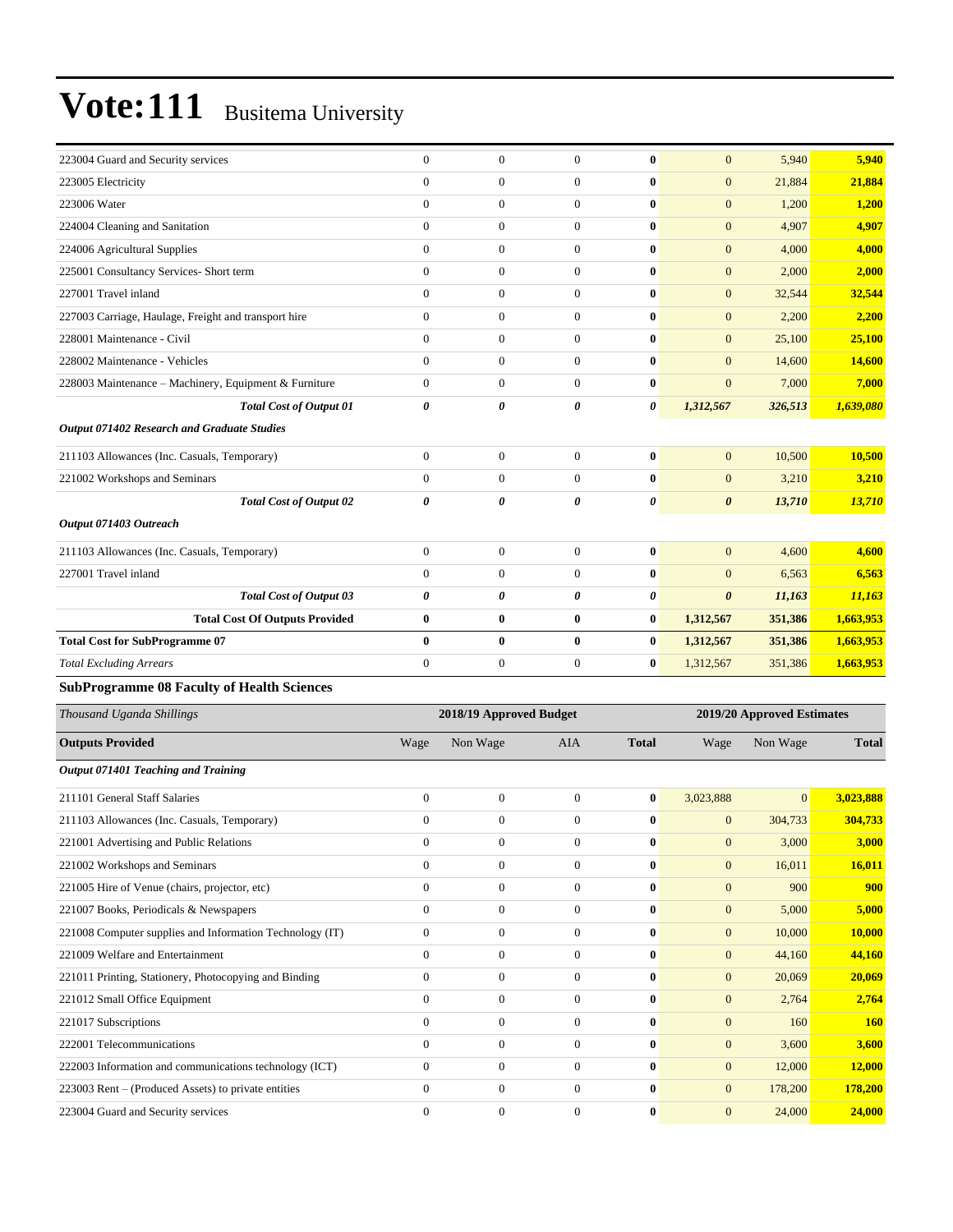# Vote:111 Busitema University

| | | | | | | | |
|---|---|---|---|---|---|---|---|
| 223004 Guard and Security services | 0 | 0 | 0 | **0** | 0 | 5,940 | **5,940** |
| 223005 Electricity | 0 | 0 | 0 | **0** | 0 | 21,884 | **21,884** |
| 223006 Water | 0 | 0 | 0 | **0** | 0 | 1,200 | **1,200** |
| 224004 Cleaning and Sanitation | 0 | 0 | 0 | **0** | 0 | 4,907 | **4,907** |
| 224006 Agricultural Supplies | 0 | 0 | 0 | **0** | 0 | 4,000 | **4,000** |
| 225001 Consultancy Services- Short term | 0 | 0 | 0 | **0** | 0 | 2,000 | **2,000** |
| 227001 Travel inland | 0 | 0 | 0 | **0** | 0 | 32,544 | **32,544** |
| 227003 Carriage, Haulage, Freight and transport hire | 0 | 0 | 0 | **0** | 0 | 2,200 | **2,200** |
| 228001 Maintenance - Civil | 0 | 0 | 0 | **0** | 0 | 25,100 | **25,100** |
| 228002 Maintenance - Vehicles | 0 | 0 | 0 | **0** | 0 | 14,600 | **14,600** |
| 228003 Maintenance – Machinery, Equipment & Furniture | 0 | 0 | 0 | **0** | 0 | 7,000 | **7,000** |
| ***Total Cost of Output 01*** | ***0*** | ***0*** | ***0*** | ***0*** | ***1,312,567*** | ***326,513*** | ***1,639,080*** |
| ***Output 071402 Research and Graduate Studies*** | | | | | | | |
| 211103 Allowances (Inc. Casuals, Temporary) | 0 | 0 | 0 | **0** | 0 | 10,500 | **10,500** |
| 221002 Workshops and Seminars | 0 | 0 | 0 | **0** | 0 | 3,210 | **3,210** |
| ***Total Cost of Output 02*** | ***0*** | ***0*** | ***0*** | ***0*** | ***0*** | ***13,710*** | ***13,710*** |
| ***Output 071403 Outreach*** | | | | | | | |
| 211103 Allowances (Inc. Casuals, Temporary) | 0 | 0 | 0 | **0** | 0 | 4,600 | **4,600** |
| 227001 Travel inland | 0 | 0 | 0 | **0** | 0 | 6,563 | **6,563** |
| ***Total Cost of Output 03*** | ***0*** | ***0*** | ***0*** | ***0*** | ***0*** | ***11,163*** | ***11,163*** |
| **Total Cost Of Outputs Provided** | **0** | **0** | **0** | **0** | **1,312,567** | **351,386** | **1,663,953** |
| **Total Cost for SubProgramme 07** | **0** | **0** | **0** | **0** | **1,312,567** | **351,386** | **1,663,953** |
| *Total Excluding Arrears* | 0 | 0 | 0 | **0** | 1,312,567 | 351,386 | **1,663,953** |

### SubProgramme 08 Faculty of Health Sciences

| *Thousand Uganda Shillings* | 2018/19 Approved Budget | | | | 2019/20 Approved Estimates | | |
|---|---|---|---|---|---|---|---|
| **Outputs Provided** | Wage | Non Wage | AIA | **Total** | Wage | Non Wage | **Total** |
| ***Output 071401 Teaching and Training*** | | | | | | | |
| 211101 General Staff Salaries | 0 | 0 | 0 | **0** | 3,023,888 | 0 | **3,023,888** |
| 211103 Allowances (Inc. Casuals, Temporary) | 0 | 0 | 0 | **0** | 0 | 304,733 | **304,733** |
| 221001 Advertising and Public Relations | 0 | 0 | 0 | **0** | 0 | 3,000 | **3,000** |
| 221002 Workshops and Seminars | 0 | 0 | 0 | **0** | 0 | 16,011 | **16,011** |
| 221005 Hire of Venue (chairs, projector, etc) | 0 | 0 | 0 | **0** | 0 | 900 | **900** |
| 221007 Books, Periodicals & Newspapers | 0 | 0 | 0 | **0** | 0 | 5,000 | **5,000** |
| 221008 Computer supplies and Information Technology (IT) | 0 | 0 | 0 | **0** | 0 | 10,000 | **10,000** |
| 221009 Welfare and Entertainment | 0 | 0 | 0 | **0** | 0 | 44,160 | **44,160** |
| 221011 Printing, Stationery, Photocopying and Binding | 0 | 0 | 0 | **0** | 0 | 20,069 | **20,069** |
| 221012 Small Office Equipment | 0 | 0 | 0 | **0** | 0 | 2,764 | **2,764** |
| 221017 Subscriptions | 0 | 0 | 0 | **0** | 0 | 160 | **160** |
| 222001 Telecommunications | 0 | 0 | 0 | **0** | 0 | 3,600 | **3,600** |
| 222003 Information and communications technology (ICT) | 0 | 0 | 0 | **0** | 0 | 12,000 | **12,000** |
| 223003 Rent – (Produced Assets) to private entities | 0 | 0 | 0 | **0** | 0 | 178,200 | **178,200** |
| 223004 Guard and Security services | 0 | 0 | 0 | **0** | 0 | 24,000 | **24,000** |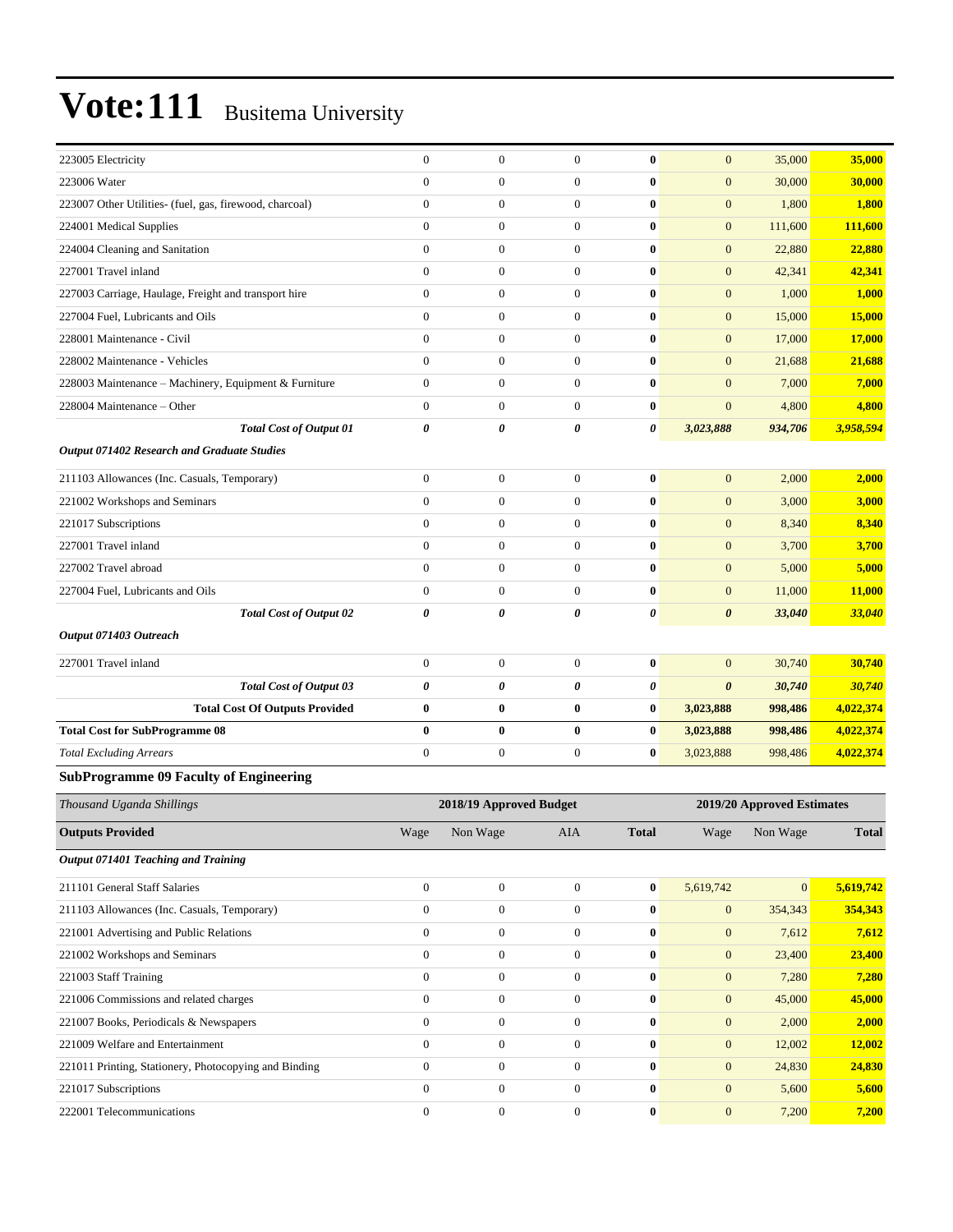| | | | | | | | |
|---|---|---|---|---|---|---|---|
| 223005 Electricity | 0 | 0 | 0 | **0** | 0 | 35,000 | **35,000** |
| 223006 Water | 0 | 0 | 0 | **0** | 0 | 30,000 | **30,000** |
| 223007 Other Utilities- (fuel, gas, firewood, charcoal) | 0 | 0 | 0 | **0** | 0 | 1,800 | **1,800** |
| 224001 Medical Supplies | 0 | 0 | 0 | **0** | 0 | 111,600 | **111,600** |
| 224004 Cleaning and Sanitation | 0 | 0 | 0 | **0** | 0 | 22,880 | **22,880** |
| 227001 Travel inland | 0 | 0 | 0 | **0** | 0 | 42,341 | **42,341** |
| 227003 Carriage, Haulage, Freight and transport hire | 0 | 0 | 0 | **0** | 0 | 1,000 | **1,000** |
| 227004 Fuel, Lubricants and Oils | 0 | 0 | 0 | **0** | 0 | 15,000 | **15,000** |
| 228001 Maintenance - Civil | 0 | 0 | 0 | **0** | 0 | 17,000 | **17,000** |
| 228002 Maintenance - Vehicles | 0 | 0 | 0 | **0** | 0 | 21,688 | **21,688** |
| 228003 Maintenance – Machinery, Equipment & Furniture | 0 | 0 | 0 | **0** | 0 | 7,000 | **7,000** |
| 228004 Maintenance – Other | 0 | 0 | 0 | **0** | 0 | 4,800 | **4,800** |
| ***Total Cost of Output 01*** | ***0*** | ***0*** | ***0*** | ***0*** | ***3,023,888*** | ***934,706*** | ***3,958,594*** |
| ***Output 071402 Research and Graduate Studies*** | | | | | | | |
| 211103 Allowances (Inc. Casuals, Temporary) | 0 | 0 | 0 | **0** | 0 | 2,000 | **2,000** |
| 221002 Workshops and Seminars | 0 | 0 | 0 | **0** | 0 | 3,000 | **3,000** |
| 221017 Subscriptions | 0 | 0 | 0 | **0** | 0 | 8,340 | **8,340** |
| 227001 Travel inland | 0 | 0 | 0 | **0** | 0 | 3,700 | **3,700** |
| 227002 Travel abroad | 0 | 0 | 0 | **0** | 0 | 5,000 | **5,000** |
| 227004 Fuel, Lubricants and Oils | 0 | 0 | 0 | **0** | 0 | 11,000 | **11,000** |
| ***Total Cost of Output 02*** | ***0*** | ***0*** | ***0*** | ***0*** | ***0*** | ***33,040*** | ***33,040*** |
| ***Output 071403 Outreach*** | | | | | | | |
| 227001 Travel inland | 0 | 0 | 0 | **0** | 0 | 30,740 | **30,740** |
| ***Total Cost of Output 03*** | ***0*** | ***0*** | ***0*** | ***0*** | ***0*** | ***30,740*** | ***30,740*** |
| **Total Cost Of Outputs Provided** | **0** | **0** | **0** | **0** | **3,023,888** | **998,486** | **4,022,374** |
| **Total Cost for SubProgramme 08** | **0** | **0** | **0** | **0** | **3,023,888** | **998,486** | **4,022,374** |
| *Total Excluding Arrears* | 0 | 0 | 0 | **0** | 3,023,888 | 998,486 | **4,022,374** |

### SubProgramme 09 Faculty of Engineering

| *Thousand Uganda Shillings* | 2018/19 Approved Budget | | | | 2019/20 Approved Estimates | | |
|---|---|---|---|---|---|---|---|
| **Outputs Provided** | Wage | Non Wage | AIA | **Total** | Wage | Non Wage | **Total** |
| ***Output 071401 Teaching and Training*** | | | | | | | |
| 211101 General Staff Salaries | 0 | 0 | 0 | **0** | 5,619,742 | 0 | **5,619,742** |
| 211103 Allowances (Inc. Casuals, Temporary) | 0 | 0 | 0 | **0** | 0 | 354,343 | **354,343** |
| 221001 Advertising and Public Relations | 0 | 0 | 0 | **0** | 0 | 7,612 | **7,612** |
| 221002 Workshops and Seminars | 0 | 0 | 0 | **0** | 0 | 23,400 | **23,400** |
| 221003 Staff Training | 0 | 0 | 0 | **0** | 0 | 7,280 | **7,280** |
| 221006 Commissions and related charges | 0 | 0 | 0 | **0** | 0 | 45,000 | **45,000** |
| 221007 Books, Periodicals & Newspapers | 0 | 0 | 0 | **0** | 0 | 2,000 | **2,000** |
| 221009 Welfare and Entertainment | 0 | 0 | 0 | **0** | 0 | 12,002 | **12,002** |
| 221011 Printing, Stationery, Photocopying and Binding | 0 | 0 | 0 | **0** | 0 | 24,830 | **24,830** |
| 221017 Subscriptions | 0 | 0 | 0 | **0** | 0 | 5,600 | **5,600** |
| 222001 Telecommunications | 0 | 0 | 0 | **0** | 0 | 7,200 | **7,200** |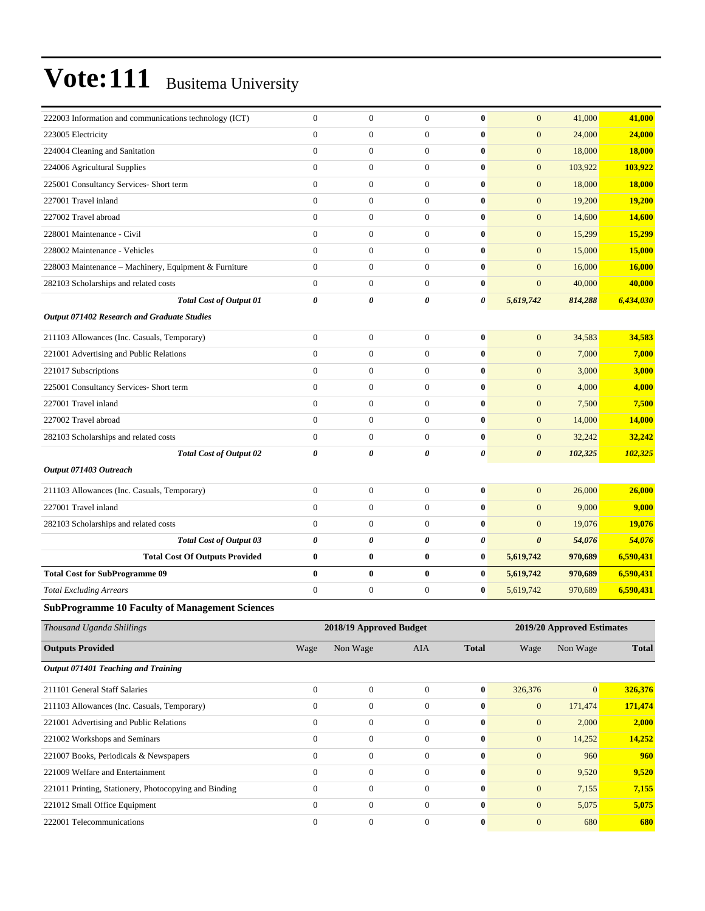# Vote:111 Busitema University

| | | | | | | | |
|---|---|---|---|---|---|---|---|
| 222003 Information and communications technology (ICT) | 0 | 0 | 0 | **0** | 0 | 41,000 | **41,000** |
| 223005 Electricity | 0 | 0 | 0 | **0** | 0 | 24,000 | **24,000** |
| 224004 Cleaning and Sanitation | 0 | 0 | 0 | **0** | 0 | 18,000 | **18,000** |
| 224006 Agricultural Supplies | 0 | 0 | 0 | **0** | 0 | 103,922 | **103,922** |
| 225001 Consultancy Services- Short term | 0 | 0 | 0 | **0** | 0 | 18,000 | **18,000** |
| 227001 Travel inland | 0 | 0 | 0 | **0** | 0 | 19,200 | **19,200** |
| 227002 Travel abroad | 0 | 0 | 0 | **0** | 0 | 14,600 | **14,600** |
| 228001 Maintenance - Civil | 0 | 0 | 0 | **0** | 0 | 15,299 | **15,299** |
| 228002 Maintenance - Vehicles | 0 | 0 | 0 | **0** | 0 | 15,000 | **15,000** |
| 228003 Maintenance – Machinery, Equipment & Furniture | 0 | 0 | 0 | **0** | 0 | 16,000 | **16,000** |
| 282103 Scholarships and related costs | 0 | 0 | 0 | **0** | 0 | 40,000 | **40,000** |
| ***Total Cost of Output 01*** | ***0*** | ***0*** | ***0*** | ***0*** | ***5,619,742*** | ***814,288*** | ***6,434,030*** |
| ***Output 071402 Research and Graduate Studies*** | | | | | | | |
| 211103 Allowances (Inc. Casuals, Temporary) | 0 | 0 | 0 | **0** | 0 | 34,583 | **34,583** |
| 221001 Advertising and Public Relations | 0 | 0 | 0 | **0** | 0 | 7,000 | **7,000** |
| 221017 Subscriptions | 0 | 0 | 0 | **0** | 0 | 3,000 | **3,000** |
| 225001 Consultancy Services- Short term | 0 | 0 | 0 | **0** | 0 | 4,000 | **4,000** |
| 227001 Travel inland | 0 | 0 | 0 | **0** | 0 | 7,500 | **7,500** |
| 227002 Travel abroad | 0 | 0 | 0 | **0** | 0 | 14,000 | **14,000** |
| 282103 Scholarships and related costs | 0 | 0 | 0 | **0** | 0 | 32,242 | **32,242** |
| ***Total Cost of Output 02*** | ***0*** | ***0*** | ***0*** | ***0*** | ***0*** | ***102,325*** | ***102,325*** |
| ***Output 071403 Outreach*** | | | | | | | |
| 211103 Allowances (Inc. Casuals, Temporary) | 0 | 0 | 0 | **0** | 0 | 26,000 | **26,000** |
| 227001 Travel inland | 0 | 0 | 0 | **0** | 0 | 9,000 | **9,000** |
| 282103 Scholarships and related costs | 0 | 0 | 0 | **0** | 0 | 19,076 | **19,076** |
| ***Total Cost of Output 03*** | ***0*** | ***0*** | ***0*** | ***0*** | ***0*** | ***54,076*** | ***54,076*** |
| **Total Cost Of Outputs Provided** | **0** | **0** | **0** | **0** | **5,619,742** | **970,689** | **6,590,431** |
| **Total Cost for SubProgramme 09** | **0** | **0** | **0** | **0** | **5,619,742** | **970,689** | **6,590,431** |
| *Total Excluding Arrears* | 0 | 0 | 0 | **0** | 5,619,742 | 970,689 | **6,590,431** |

### SubProgramme 10 Faculty of Management Sciences

| *Thousand Uganda Shillings* | 2018/19 Approved Budget | | | | 2019/20 Approved Estimates | | |
|---|---|---|---|---|---|---|---|
| **Outputs Provided** | Wage | Non Wage | AIA | **Total** | Wage | Non Wage | **Total** |
| ***Output 071401 Teaching and Training*** | | | | | | | |
| 211101 General Staff Salaries | 0 | 0 | 0 | **0** | 326,376 | 0 | **326,376** |
| 211103 Allowances (Inc. Casuals, Temporary) | 0 | 0 | 0 | **0** | 0 | 171,474 | **171,474** |
| 221001 Advertising and Public Relations | 0 | 0 | 0 | **0** | 0 | 2,000 | **2,000** |
| 221002 Workshops and Seminars | 0 | 0 | 0 | **0** | 0 | 14,252 | **14,252** |
| 221007 Books, Periodicals & Newspapers | 0 | 0 | 0 | **0** | 0 | 960 | **960** |
| 221009 Welfare and Entertainment | 0 | 0 | 0 | **0** | 0 | 9,520 | **9,520** |
| 221011 Printing, Stationery, Photocopying and Binding | 0 | 0 | 0 | **0** | 0 | 7,155 | **7,155** |
| 221012 Small Office Equipment | 0 | 0 | 0 | **0** | 0 | 5,075 | **5,075** |
| 222001 Telecommunications | 0 | 0 | 0 | **0** | 0 | 680 | **680** |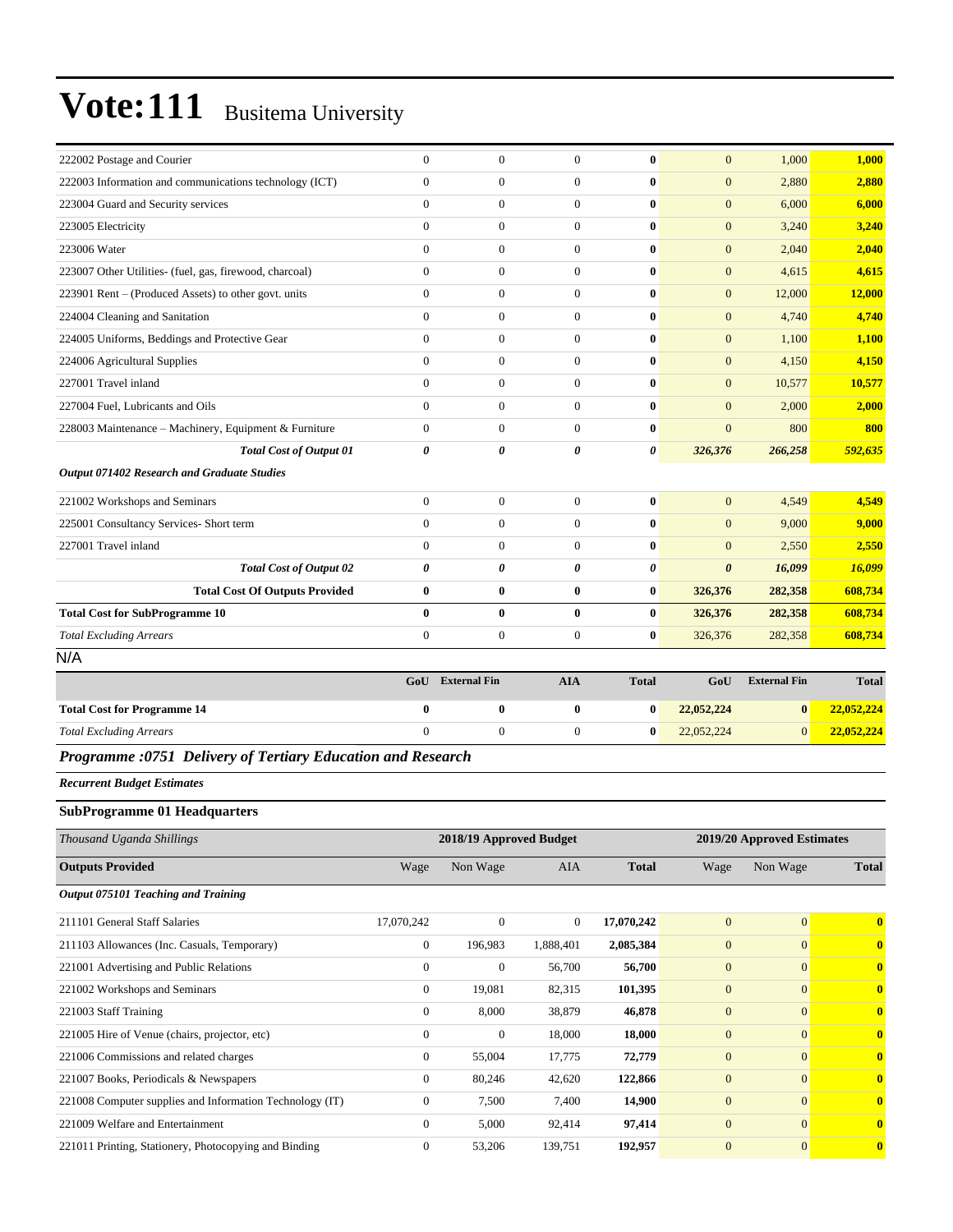# Vote:111 Busitema University

| | | | | | | | |
|---|---|---|---|---|---|---|---|
| 222002 Postage and Courier | 0 | 0 | 0 | **0** | 0 | 1,000 | **1,000** |
| 222003 Information and communications technology (ICT) | 0 | 0 | 0 | **0** | 0 | 2,880 | **2,880** |
| 223004 Guard and Security services | 0 | 0 | 0 | **0** | 0 | 6,000 | **6,000** |
| 223005 Electricity | 0 | 0 | 0 | **0** | 0 | 3,240 | **3,240** |
| 223006 Water | 0 | 0 | 0 | **0** | 0 | 2,040 | **2,040** |
| 223007 Other Utilities- (fuel, gas, firewood, charcoal) | 0 | 0 | 0 | **0** | 0 | 4,615 | **4,615** |
| 223901 Rent – (Produced Assets) to other govt. units | 0 | 0 | 0 | **0** | 0 | 12,000 | **12,000** |
| 224004 Cleaning and Sanitation | 0 | 0 | 0 | **0** | 0 | 4,740 | **4,740** |
| 224005 Uniforms, Beddings and Protective Gear | 0 | 0 | 0 | **0** | 0 | 1,100 | **1,100** |
| 224006 Agricultural Supplies | 0 | 0 | 0 | **0** | 0 | 4,150 | **4,150** |
| 227001 Travel inland | 0 | 0 | 0 | **0** | 0 | 10,577 | **10,577** |
| 227004 Fuel, Lubricants and Oils | 0 | 0 | 0 | **0** | 0 | 2,000 | **2,000** |
| 228003 Maintenance – Machinery, Equipment & Furniture | 0 | 0 | 0 | **0** | 0 | 800 | **800** |
| ***Total Cost of Output 01*** | ***0*** | ***0*** | ***0*** | ***0*** | ***326,376*** | ***266,258*** | ***592,635*** |
| ***Output 071402 Research and Graduate Studies*** | | | | | | | |
| 221002 Workshops and Seminars | 0 | 0 | 0 | **0** | 0 | 4,549 | **4,549** |
| 225001 Consultancy Services- Short term | 0 | 0 | 0 | **0** | 0 | 9,000 | **9,000** |
| 227001 Travel inland | 0 | 0 | 0 | **0** | 0 | 2,550 | **2,550** |
| ***Total Cost of Output 02*** | ***0*** | ***0*** | ***0*** | ***0*** | ***0*** | ***16,099*** | ***16,099*** |
| **Total Cost Of Outputs Provided** | **0** | **0** | **0** | **0** | **326,376** | **282,358** | **608,734** |
| **Total Cost for SubProgramme 10** | **0** | **0** | **0** | **0** | **326,376** | **282,358** | **608,734** |
| *Total Excluding Arrears* | 0 | 0 | 0 | **0** | 326,376 | 282,358 | **608,734** |

N/A

| | GoU | External Fin | AIA | Total | GoU | External Fin | Total |
|---|---|---|---|---|---|---|---|
| **Total Cost for Programme 14** | **0** | **0** | **0** | **0** | **22,052,224** | **0** | **22,052,224** |
| *Total Excluding Arrears* | 0 | 0 | 0 | **0** | 22,052,224 | 0 | **22,052,224** |

## *Programme :0751 Delivery of Tertiary Education and Research*

***Recurrent Budget Estimates***

### SubProgramme 01 Headquarters

| *Thousand Uganda Shillings* | 2018/19 Approved Budget | | | | 2019/20 Approved Estimates | | |
|---|---|---|---|---|---|---|---|
| **Outputs Provided** | Wage | Non Wage | AIA | **Total** | Wage | Non Wage | **Total** |
| ***Output 075101 Teaching and Training*** | | | | | | | |
| 211101 General Staff Salaries | 17,070,242 | 0 | 0 | **17,070,242** | 0 | 0 | **0** |
| 211103 Allowances (Inc. Casuals, Temporary) | 0 | 196,983 | 1,888,401 | **2,085,384** | 0 | 0 | **0** |
| 221001 Advertising and Public Relations | 0 | 0 | 56,700 | **56,700** | 0 | 0 | **0** |
| 221002 Workshops and Seminars | 0 | 19,081 | 82,315 | **101,395** | 0 | 0 | **0** |
| 221003 Staff Training | 0 | 8,000 | 38,879 | **46,878** | 0 | 0 | **0** |
| 221005 Hire of Venue (chairs, projector, etc) | 0 | 0 | 18,000 | **18,000** | 0 | 0 | **0** |
| 221006 Commissions and related charges | 0 | 55,004 | 17,775 | **72,779** | 0 | 0 | **0** |
| 221007 Books, Periodicals & Newspapers | 0 | 80,246 | 42,620 | **122,866** | 0 | 0 | **0** |
| 221008 Computer supplies and Information Technology (IT) | 0 | 7,500 | 7,400 | **14,900** | 0 | 0 | **0** |
| 221009 Welfare and Entertainment | 0 | 5,000 | 92,414 | **97,414** | 0 | 0 | **0** |
| 221011 Printing, Stationery, Photocopying and Binding | 0 | 53,206 | 139,751 | **192,957** | 0 | 0 | **0** |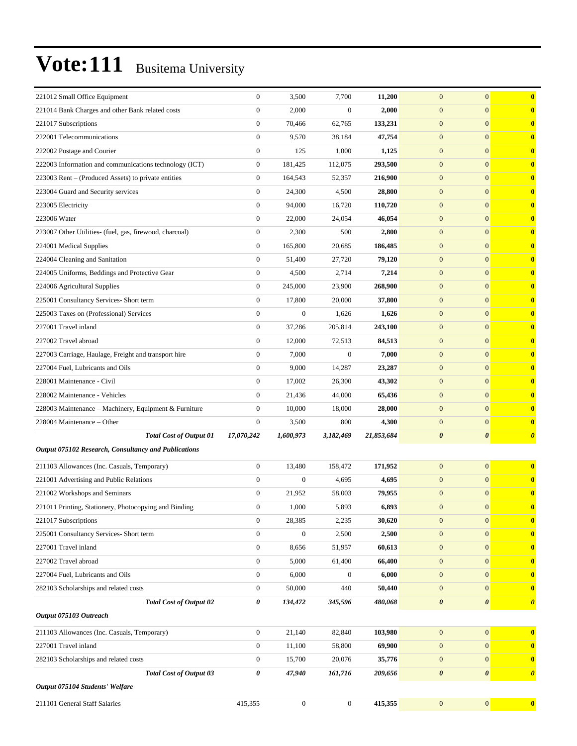| | | | | | | | |
|---|---|---|---|---|---|---|---|
| 221012 Small Office Equipment | 0 | 3,500 | 7,700 | **11,200** | 0 | 0 | **0** |
| 221014 Bank Charges and other Bank related costs | 0 | 2,000 | 0 | **2,000** | 0 | 0 | **0** |
| 221017 Subscriptions | 0 | 70,466 | 62,765 | **133,231** | 0 | 0 | **0** |
| 222001 Telecommunications | 0 | 9,570 | 38,184 | **47,754** | 0 | 0 | **0** |
| 222002 Postage and Courier | 0 | 125 | 1,000 | **1,125** | 0 | 0 | **0** |
| 222003 Information and communications technology (ICT) | 0 | 181,425 | 112,075 | **293,500** | 0 | 0 | **0** |
| 223003 Rent – (Produced Assets) to private entities | 0 | 164,543 | 52,357 | **216,900** | 0 | 0 | **0** |
| 223004 Guard and Security services | 0 | 24,300 | 4,500 | **28,800** | 0 | 0 | **0** |
| 223005 Electricity | 0 | 94,000 | 16,720 | **110,720** | 0 | 0 | **0** |
| 223006 Water | 0 | 22,000 | 24,054 | **46,054** | 0 | 0 | **0** |
| 223007 Other Utilities- (fuel, gas, firewood, charcoal) | 0 | 2,300 | 500 | **2,800** | 0 | 0 | **0** |
| 224001 Medical Supplies | 0 | 165,800 | 20,685 | **186,485** | 0 | 0 | **0** |
| 224004 Cleaning and Sanitation | 0 | 51,400 | 27,720 | **79,120** | 0 | 0 | **0** |
| 224005 Uniforms, Beddings and Protective Gear | 0 | 4,500 | 2,714 | **7,214** | 0 | 0 | **0** |
| 224006 Agricultural Supplies | 0 | 245,000 | 23,900 | **268,900** | 0 | 0 | **0** |
| 225001 Consultancy Services- Short term | 0 | 17,800 | 20,000 | **37,800** | 0 | 0 | **0** |
| 225003 Taxes on (Professional) Services | 0 | 0 | 1,626 | **1,626** | 0 | 0 | **0** |
| 227001 Travel inland | 0 | 37,286 | 205,814 | **243,100** | 0 | 0 | **0** |
| 227002 Travel abroad | 0 | 12,000 | 72,513 | **84,513** | 0 | 0 | **0** |
| 227003 Carriage, Haulage, Freight and transport hire | 0 | 7,000 | 0 | **7,000** | 0 | 0 | **0** |
| 227004 Fuel, Lubricants and Oils | 0 | 9,000 | 14,287 | **23,287** | 0 | 0 | **0** |
| 228001 Maintenance - Civil | 0 | 17,002 | 26,300 | **43,302** | 0 | 0 | **0** |
| 228002 Maintenance - Vehicles | 0 | 21,436 | 44,000 | **65,436** | 0 | 0 | **0** |
| 228003 Maintenance – Machinery, Equipment & Furniture | 0 | 10,000 | 18,000 | **28,000** | 0 | 0 | **0** |
| 228004 Maintenance – Other | 0 | 3,500 | 800 | **4,300** | 0 | 0 | **0** |
| ***Total Cost of Output 01*** | ***17,070,242*** | ***1,600,973*** | ***3,182,469*** | ***21,853,684*** | ***0*** | ***0*** | ***0*** |
| ***Output 075102 Research, Consultancy and Publications*** | | | | | | | |
| 211103 Allowances (Inc. Casuals, Temporary) | 0 | 13,480 | 158,472 | **171,952** | 0 | 0 | **0** |
| 221001 Advertising and Public Relations | 0 | 0 | 4,695 | **4,695** | 0 | 0 | **0** |
| 221002 Workshops and Seminars | 0 | 21,952 | 58,003 | **79,955** | 0 | 0 | **0** |
| 221011 Printing, Stationery, Photocopying and Binding | 0 | 1,000 | 5,893 | **6,893** | 0 | 0 | **0** |
| 221017 Subscriptions | 0 | 28,385 | 2,235 | **30,620** | 0 | 0 | **0** |
| 225001 Consultancy Services- Short term | 0 | 0 | 2,500 | **2,500** | 0 | 0 | **0** |
| 227001 Travel inland | 0 | 8,656 | 51,957 | **60,613** | 0 | 0 | **0** |
| 227002 Travel abroad | 0 | 5,000 | 61,400 | **66,400** | 0 | 0 | **0** |
| 227004 Fuel, Lubricants and Oils | 0 | 6,000 | 0 | **6,000** | 0 | 0 | **0** |
| 282103 Scholarships and related costs | 0 | 50,000 | 440 | **50,440** | 0 | 0 | **0** |
| ***Total Cost of Output 02*** | ***0*** | ***134,472*** | ***345,596*** | ***480,068*** | ***0*** | ***0*** | ***0*** |
| ***Output 075103 Outreach*** | | | | | | | |
| 211103 Allowances (Inc. Casuals, Temporary) | 0 | 21,140 | 82,840 | **103,980** | 0 | 0 | **0** |
| 227001 Travel inland | 0 | 11,100 | 58,800 | **69,900** | 0 | 0 | **0** |
| 282103 Scholarships and related costs | 0 | 15,700 | 20,076 | **35,776** | 0 | 0 | **0** |
| ***Total Cost of Output 03*** | ***0*** | ***47,940*** | ***161,716*** | ***209,656*** | ***0*** | ***0*** | ***0*** |
| ***Output 075104 Students' Welfare*** | | | | | | | |
| 211101 General Staff Salaries | 415,355 | 0 | 0 | **415,355** | 0 | 0 | **0** |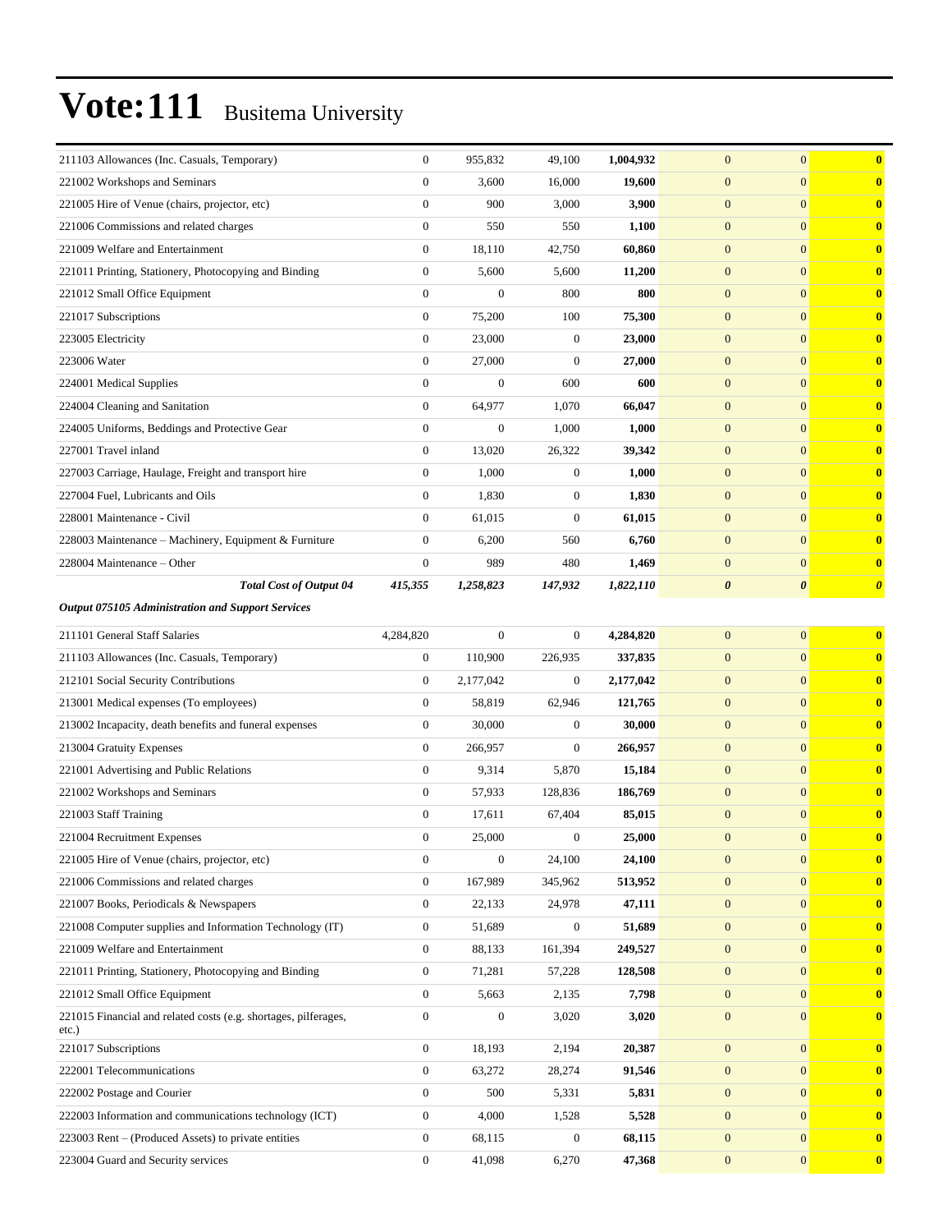# Vote:111 Busitema University

| | | | | | | | |
|---|---|---|---|---|---|---|---|
| 211103 Allowances (Inc. Casuals, Temporary) | 0 | 955,832 | 49,100 | **1,004,932** | 0 | 0 | **0** |
| 221002 Workshops and Seminars | 0 | 3,600 | 16,000 | **19,600** | 0 | 0 | **0** |
| 221005 Hire of Venue (chairs, projector, etc) | 0 | 900 | 3,000 | **3,900** | 0 | 0 | **0** |
| 221006 Commissions and related charges | 0 | 550 | 550 | **1,100** | 0 | 0 | **0** |
| 221009 Welfare and Entertainment | 0 | 18,110 | 42,750 | **60,860** | 0 | 0 | **0** |
| 221011 Printing, Stationery, Photocopying and Binding | 0 | 5,600 | 5,600 | **11,200** | 0 | 0 | **0** |
| 221012 Small Office Equipment | 0 | 0 | 800 | **800** | 0 | 0 | **0** |
| 221017 Subscriptions | 0 | 75,200 | 100 | **75,300** | 0 | 0 | **0** |
| 223005 Electricity | 0 | 23,000 | 0 | **23,000** | 0 | 0 | **0** |
| 223006 Water | 0 | 27,000 | 0 | **27,000** | 0 | 0 | **0** |
| 224001 Medical Supplies | 0 | 0 | 600 | **600** | 0 | 0 | **0** |
| 224004 Cleaning and Sanitation | 0 | 64,977 | 1,070 | **66,047** | 0 | 0 | **0** |
| 224005 Uniforms, Beddings and Protective Gear | 0 | 0 | 1,000 | **1,000** | 0 | 0 | **0** |
| 227001 Travel inland | 0 | 13,020 | 26,322 | **39,342** | 0 | 0 | **0** |
| 227003 Carriage, Haulage, Freight and transport hire | 0 | 1,000 | 0 | **1,000** | 0 | 0 | **0** |
| 227004 Fuel, Lubricants and Oils | 0 | 1,830 | 0 | **1,830** | 0 | 0 | **0** |
| 228001 Maintenance - Civil | 0 | 61,015 | 0 | **61,015** | 0 | 0 | **0** |
| 228003 Maintenance – Machinery, Equipment & Furniture | 0 | 6,200 | 560 | **6,760** | 0 | 0 | **0** |
| 228004 Maintenance – Other | 0 | 989 | 480 | **1,469** | 0 | 0 | **0** |
| ***Total Cost of Output 04*** | ***415,355*** | ***1,258,823*** | ***147,932*** | ***1,822,110*** | ***0*** | ***0*** | ***0*** |
| ***Output 075105 Administration and Support Services*** | | | | | | | |
| 211101 General Staff Salaries | 4,284,820 | 0 | 0 | **4,284,820** | 0 | 0 | **0** |
| 211103 Allowances (Inc. Casuals, Temporary) | 0 | 110,900 | 226,935 | **337,835** | 0 | 0 | **0** |
| 212101 Social Security Contributions | 0 | 2,177,042 | 0 | **2,177,042** | 0 | 0 | **0** |
| 213001 Medical expenses (To employees) | 0 | 58,819 | 62,946 | **121,765** | 0 | 0 | **0** |
| 213002 Incapacity, death benefits and funeral expenses | 0 | 30,000 | 0 | **30,000** | 0 | 0 | **0** |
| 213004 Gratuity Expenses | 0 | 266,957 | 0 | **266,957** | 0 | 0 | **0** |
| 221001 Advertising and Public Relations | 0 | 9,314 | 5,870 | **15,184** | 0 | 0 | **0** |
| 221002 Workshops and Seminars | 0 | 57,933 | 128,836 | **186,769** | 0 | 0 | **0** |
| 221003 Staff Training | 0 | 17,611 | 67,404 | **85,015** | 0 | 0 | **0** |
| 221004 Recruitment Expenses | 0 | 25,000 | 0 | **25,000** | 0 | 0 | **0** |
| 221005 Hire of Venue (chairs, projector, etc) | 0 | 0 | 24,100 | **24,100** | 0 | 0 | **0** |
| 221006 Commissions and related charges | 0 | 167,989 | 345,962 | **513,952** | 0 | 0 | **0** |
| 221007 Books, Periodicals & Newspapers | 0 | 22,133 | 24,978 | **47,111** | 0 | 0 | **0** |
| 221008 Computer supplies and Information Technology (IT) | 0 | 51,689 | 0 | **51,689** | 0 | 0 | **0** |
| 221009 Welfare and Entertainment | 0 | 88,133 | 161,394 | **249,527** | 0 | 0 | **0** |
| 221011 Printing, Stationery, Photocopying and Binding | 0 | 71,281 | 57,228 | **128,508** | 0 | 0 | **0** |
| 221012 Small Office Equipment | 0 | 5,663 | 2,135 | **7,798** | 0 | 0 | **0** |
| 221015 Financial and related costs (e.g. shortages, pilferages, etc.) | 0 | 0 | 3,020 | **3,020** | 0 | 0 | **0** |
| 221017 Subscriptions | 0 | 18,193 | 2,194 | **20,387** | 0 | 0 | **0** |
| 222001 Telecommunications | 0 | 63,272 | 28,274 | **91,546** | 0 | 0 | **0** |
| 222002 Postage and Courier | 0 | 500 | 5,331 | **5,831** | 0 | 0 | **0** |
| 222003 Information and communications technology (ICT) | 0 | 4,000 | 1,528 | **5,528** | 0 | 0 | **0** |
| 223003 Rent – (Produced Assets) to private entities | 0 | 68,115 | 0 | **68,115** | 0 | 0 | **0** |
| 223004 Guard and Security services | 0 | 41,098 | 6,270 | **47,368** | 0 | 0 | **0** |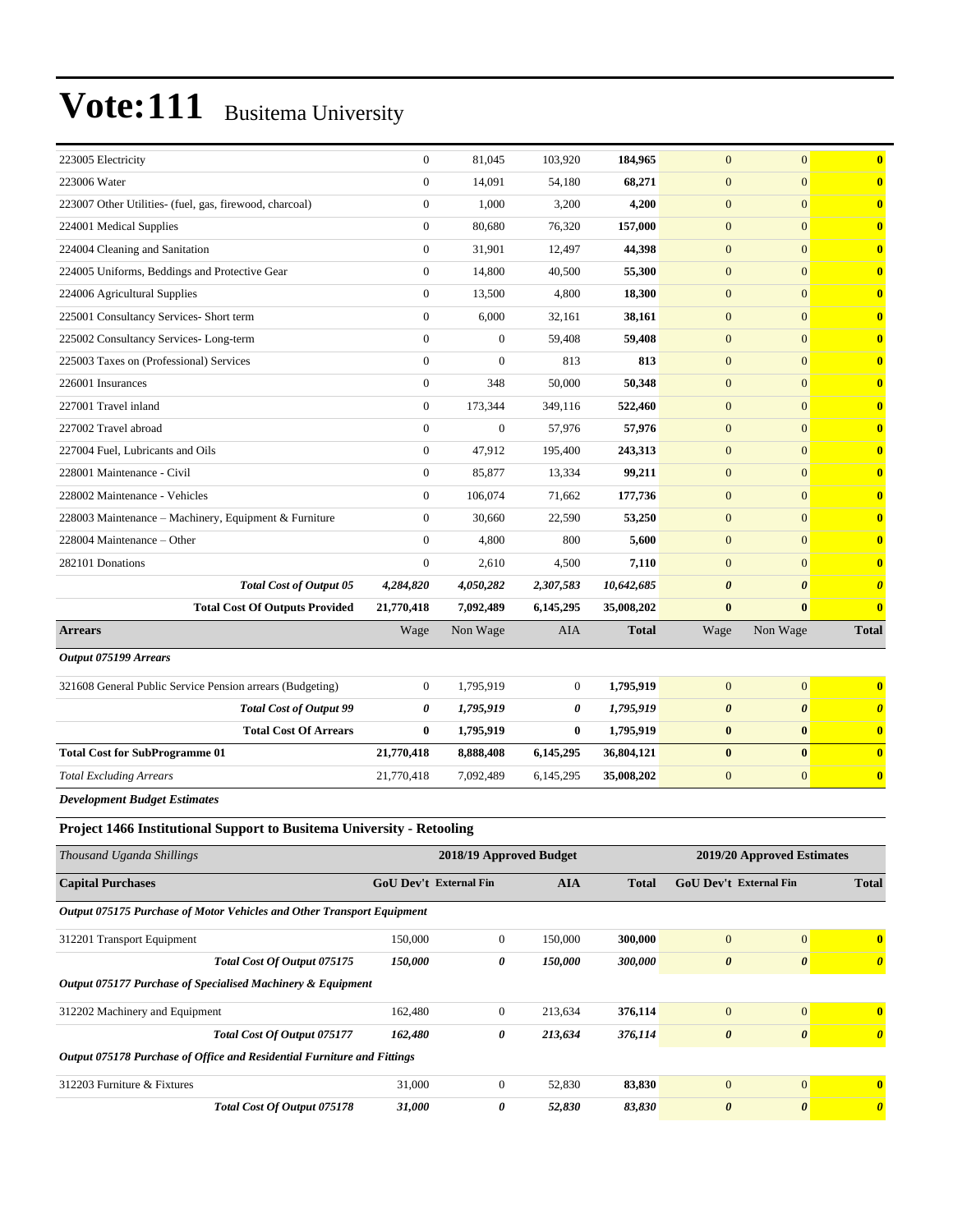# Vote:111 Busitema University

| | | | | | | | |
|---|---|---|---|---|---|---|---|
| 223005 Electricity | 0 | 81,045 | 103,920 | **184,965** | 0 | 0 | **0** |
| 223006 Water | 0 | 14,091 | 54,180 | **68,271** | 0 | 0 | **0** |
| 223007 Other Utilities- (fuel, gas, firewood, charcoal) | 0 | 1,000 | 3,200 | **4,200** | 0 | 0 | **0** |
| 224001 Medical Supplies | 0 | 80,680 | 76,320 | **157,000** | 0 | 0 | **0** |
| 224004 Cleaning and Sanitation | 0 | 31,901 | 12,497 | **44,398** | 0 | 0 | **0** |
| 224005 Uniforms, Beddings and Protective Gear | 0 | 14,800 | 40,500 | **55,300** | 0 | 0 | **0** |
| 224006 Agricultural Supplies | 0 | 13,500 | 4,800 | **18,300** | 0 | 0 | **0** |
| 225001 Consultancy Services- Short term | 0 | 6,000 | 32,161 | **38,161** | 0 | 0 | **0** |
| 225002 Consultancy Services- Long-term | 0 | 0 | 59,408 | **59,408** | 0 | 0 | **0** |
| 225003 Taxes on (Professional) Services | 0 | 0 | 813 | **813** | 0 | 0 | **0** |
| 226001 Insurances | 0 | 348 | 50,000 | **50,348** | 0 | 0 | **0** |
| 227001 Travel inland | 0 | 173,344 | 349,116 | **522,460** | 0 | 0 | **0** |
| 227002 Travel abroad | 0 | 0 | 57,976 | **57,976** | 0 | 0 | **0** |
| 227004 Fuel, Lubricants and Oils | 0 | 47,912 | 195,400 | **243,313** | 0 | 0 | **0** |
| 228001 Maintenance - Civil | 0 | 85,877 | 13,334 | **99,211** | 0 | 0 | **0** |
| 228002 Maintenance - Vehicles | 0 | 106,074 | 71,662 | **177,736** | 0 | 0 | **0** |
| 228003 Maintenance – Machinery, Equipment & Furniture | 0 | 30,660 | 22,590 | **53,250** | 0 | 0 | **0** |
| 228004 Maintenance – Other | 0 | 4,800 | 800 | **5,600** | 0 | 0 | **0** |
| 282101 Donations | 0 | 2,610 | 4,500 | **7,110** | 0 | 0 | **0** |
| ***Total Cost of Output 05*** | ***4,284,820*** | ***4,050,282*** | ***2,307,583*** | ***10,642,685*** | ***0*** | ***0*** | ***0*** |
| **Total Cost Of Outputs Provided** | **21,770,418** | **7,092,489** | **6,145,295** | **35,008,202** | **0** | **0** | **0** |
| **Arrears** | Wage | Non Wage | AIA | **Total** | Wage | Non Wage | **Total** |
| ***Output 075199 Arrears*** | | | | | | | |
| 321608 General Public Service Pension arrears (Budgeting) | 0 | 1,795,919 | 0 | **1,795,919** | 0 | 0 | **0** |
| ***Total Cost of Output 99*** | ***0*** | ***1,795,919*** | ***0*** | ***1,795,919*** | ***0*** | ***0*** | ***0*** |
| **Total Cost Of Arrears** | **0** | **1,795,919** | **0** | **1,795,919** | **0** | **0** | **0** |
| **Total Cost for SubProgramme 01** | **21,770,418** | **8,888,408** | **6,145,295** | **36,804,121** | **0** | **0** | **0** |
| *Total Excluding Arrears* | 21,770,418 | 7,092,489 | 6,145,295 | **35,008,202** | 0 | 0 | **0** |

***Development Budget Estimates***

### Project 1466 Institutional Support to Busitema University - Retooling

| *Thousand Uganda Shillings* | 2018/19 Approved Budget | | | | 2019/20 Approved Estimates | | |
|---|---|---|---|---|---|---|---|
| **Capital Purchases** | **GoU Dev't** | **External Fin** | **AIA** | **Total** | **GoU Dev't** | **External Fin** | **Total** |
| ***Output 075175 Purchase of Motor Vehicles and Other Transport Equipment*** | | | | | | | |
| 312201 Transport Equipment | 150,000 | 0 | 150,000 | **300,000** | 0 | 0 | **0** |
| ***Total Cost Of Output 075175*** | ***150,000*** | ***0*** | ***150,000*** | ***300,000*** | ***0*** | ***0*** | ***0*** |
| ***Output 075177 Purchase of Specialised Machinery & Equipment*** | | | | | | | |
| 312202 Machinery and Equipment | 162,480 | 0 | 213,634 | **376,114** | 0 | 0 | **0** |
| ***Total Cost Of Output 075177*** | ***162,480*** | ***0*** | ***213,634*** | ***376,114*** | ***0*** | ***0*** | ***0*** |
| ***Output 075178 Purchase of Office and Residential Furniture and Fittings*** | | | | | | | |
| 312203 Furniture & Fixtures | 31,000 | 0 | 52,830 | **83,830** | 0 | 0 | **0** |
| ***Total Cost Of Output 075178*** | ***31,000*** | ***0*** | ***52,830*** | ***83,830*** | ***0*** | ***0*** | ***0*** |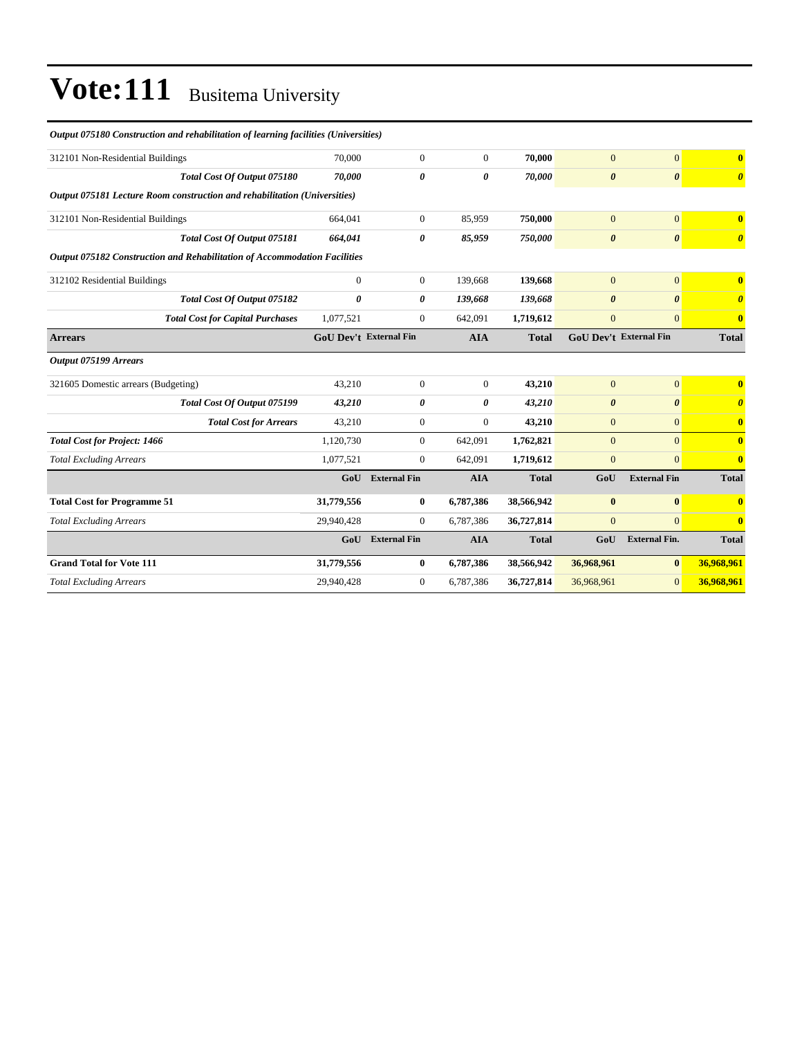# Vote:111 Busitema University

| | | | | | | | |
|---|---|---|---|---|---|---|---|
| ***Output 075180 Construction and rehabilitation of learning facilities (Universities)*** | | | | | | | |
| 312101 Non-Residential Buildings | 70,000 | 0 | 0 | **70,000** | 0 | 0 | **0** |
| ***Total Cost Of Output 075180*** | ***70,000*** | ***0*** | ***0*** | ***70,000*** | ***0*** | ***0*** | ***0*** |
| ***Output 075181 Lecture Room construction and rehabilitation (Universities)*** | | | | | | | |
| 312101 Non-Residential Buildings | 664,041 | 0 | 85,959 | **750,000** | 0 | 0 | **0** |
| ***Total Cost Of Output 075181*** | ***664,041*** | ***0*** | ***85,959*** | ***750,000*** | ***0*** | ***0*** | ***0*** |
| ***Output 075182 Construction and Rehabilitation of Accommodation Facilities*** | | | | | | | |
| 312102 Residential Buildings | 0 | 0 | 139,668 | **139,668** | 0 | 0 | **0** |
| ***Total Cost Of Output 075182*** | ***0*** | ***0*** | ***139,668*** | ***139,668*** | ***0*** | ***0*** | ***0*** |
| ***Total Cost for Capital Purchases*** | 1,077,521 | 0 | 642,091 | **1,719,612** | 0 | 0 | **0** |
| **Arrears** | **GoU Dev't** | **External Fin** | **AIA** | **Total** | **GoU Dev't** | **External Fin** | **Total** |
| ***Output 075199 Arrears*** | | | | | | | |
| 321605 Domestic arrears (Budgeting) | 43,210 | 0 | 0 | **43,210** | 0 | 0 | **0** |
| ***Total Cost Of Output 075199*** | ***43,210*** | ***0*** | ***0*** | ***43,210*** | ***0*** | ***0*** | ***0*** |
| ***Total Cost for Arrears*** | 43,210 | 0 | 0 | **43,210** | 0 | 0 | **0** |
| ***Total Cost for Project: 1466*** | 1,120,730 | 0 | 642,091 | **1,762,821** | 0 | 0 | **0** |
| *Total Excluding Arrears* | 1,077,521 | 0 | 642,091 | **1,719,612** | 0 | 0 | **0** |
| | **GoU** | **External Fin** | **AIA** | **Total** | **GoU** | **External Fin** | **Total** |
| **Total Cost for Programme 51** | **31,779,556** | **0** | **6,787,386** | **38,566,942** | **0** | **0** | **0** |
| *Total Excluding Arrears* | 29,940,428 | 0 | 6,787,386 | **36,727,814** | 0 | 0 | **0** |
| | **GoU** | **External Fin** | **AIA** | **Total** | **GoU** | **External Fin.** | **Total** |
| **Grand Total for Vote 111** | **31,779,556** | **0** | **6,787,386** | **38,566,942** | **36,968,961** | **0** | **36,968,961** |
| *Total Excluding Arrears* | 29,940,428 | 0 | 6,787,386 | **36,727,814** | 36,968,961 | 0 | **36,968,961** |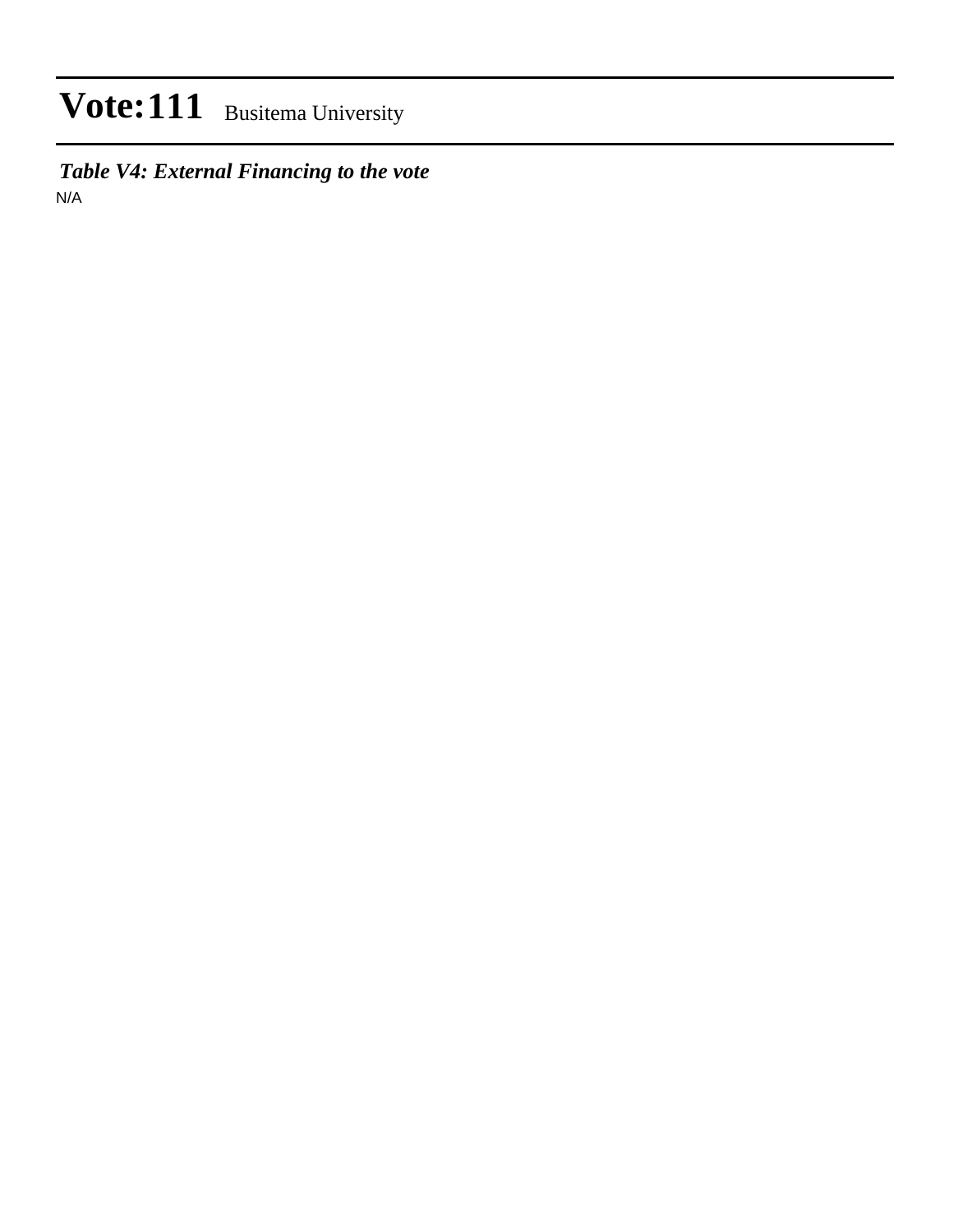# Vote:111 Busitema University

***Table V4: External Financing to the vote***

N/A